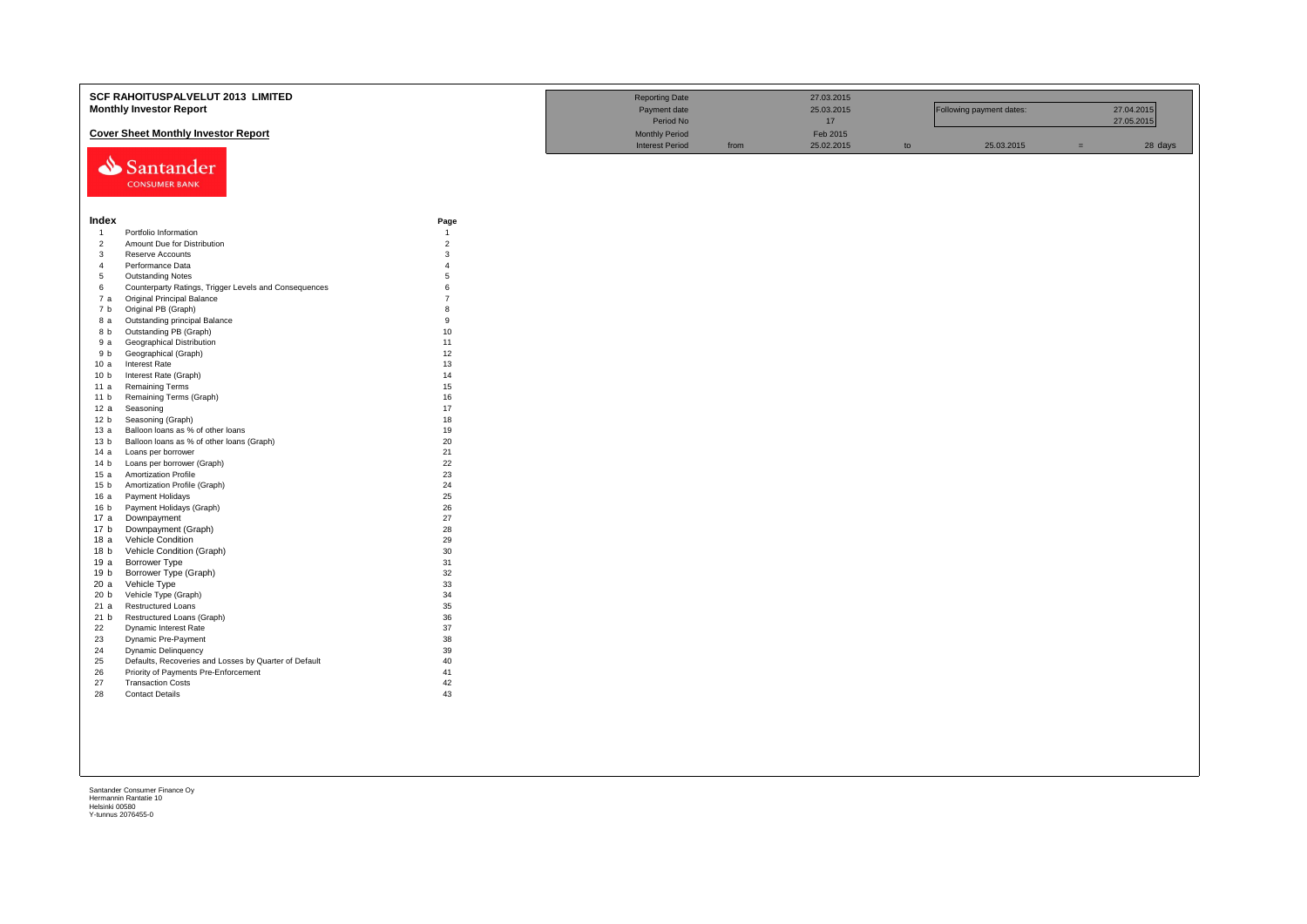# SCF RAHOITUSPALVELUT 2013 LIMITED

## Monthly Investor Report

### Cover Sheet Monthly Investor Report

| | | | | | | | | |
|---|---|---|---|---|---|---|---|---|
| Reporting Date | | 27.03.2015 | | | | | |
| Payment date | | 25.03.2015 | | Following payment dates: | | 27.04.2015 |
| Period No | | 17 | | | | 27.05.2015 |
| Monthly Period | | Feb 2015 | | | | |
| Interest Period | from | 25.02.2015 | to | 25.03.2015 | = | 28 days |

Santander CONSUMER BANK

| Index | | Page |
|---|---|---|
| 1 | Portfolio Information | 1 |
| 2 | Amount Due for Distribution | 2 |
| 3 | Reserve Accounts | 3 |
| 4 | Performance Data | 4 |
| 5 | Outstanding Notes | 5 |
| 6 | Counterparty Ratings, Trigger Levels and Consequences | 6 |
| 7 a | Original Principal Balance | 7 |
| 7 b | Original PB (Graph) | 8 |
| 8 a | Outstanding principal Balance | 9 |
| 8 b | Outstanding PB (Graph) | 10 |
| 9 a | Geographical Distribution | 11 |
| 9 b | Geographical (Graph) | 12 |
| 10 a | Interest Rate | 13 |
| 10 b | Interest Rate (Graph) | 14 |
| 11 a | Remaining Terms | 15 |
| 11 b | Remaining Terms (Graph) | 16 |
| 12 a | Seasoning | 17 |
| 12 b | Seasoning (Graph) | 18 |
| 13 a | Balloon loans as % of other loans | 19 |
| 13 b | Balloon loans as % of other loans (Graph) | 20 |
| 14 a | Loans per borrower | 21 |
| 14 b | Loans per borrower (Graph) | 22 |
| 15 a | Amortization Profile | 23 |
| 15 b | Amortization Profile (Graph) | 24 |
| 16 a | Payment Holidays | 25 |
| 16 b | Payment Holidays (Graph) | 26 |
| 17 a | Downpayment | 27 |
| 17 b | Downpayment (Graph) | 28 |
| 18 a | Vehicle Condition | 29 |
| 18 b | Vehicle Condition (Graph) | 30 |
| 19 a | Borrower Type | 31 |
| 19 b | Borrower Type (Graph) | 32 |
| 20 a | Vehicle Type | 33 |
| 20 b | Vehicle Type (Graph) | 34 |
| 21 a | Restructured Loans | 35 |
| 21 b | Restructured Loans (Graph) | 36 |
| 22 | Dynamic Interest Rate | 37 |
| 23 | Dynamic Pre-Payment | 38 |
| 24 | Dynamic Delinquency | 39 |
| 25 | Defaults, Recoveries and Losses by Quarter of Default | 40 |
| 26 | Priority of Payments Pre-Enforcement | 41 |
| 27 | Transaction Costs | 42 |
| 28 | Contact Details | 43 |

Santander Consumer Finance Oy
Hermannin Rantatie 10
Helsinki 00580
Y-tunnus 2076455-0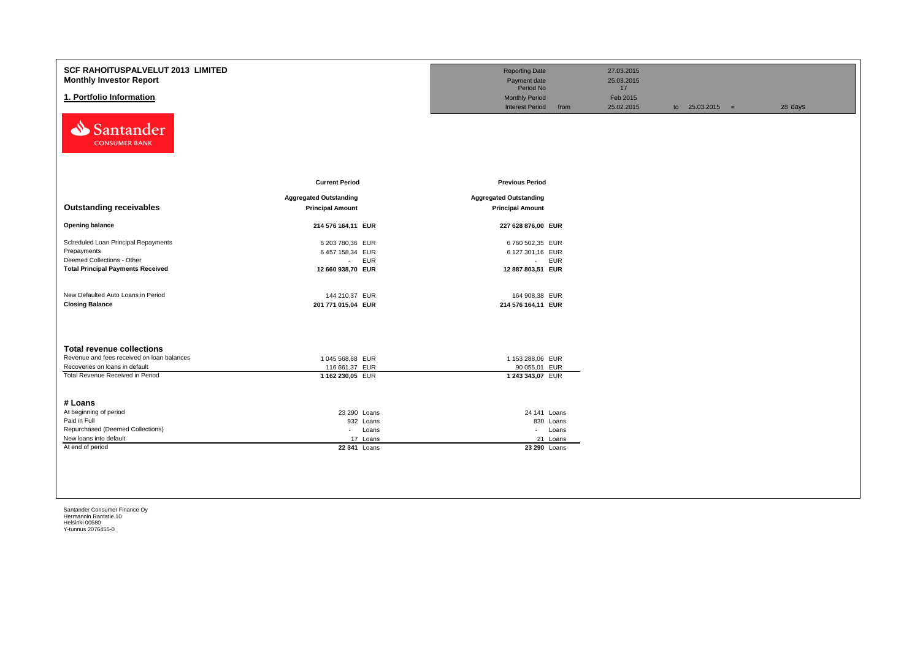# SCF RAHOITUSPALVELUT 2013 LIMITED

## Monthly Investor Report

## 1. Portfolio Information

| | | | | | |
|---|---|---|---|---|---|
| Reporting Date | | 27.03.2015 | | | |
| Payment date | | 25.03.2015 | | | |
| Period No | | 17 | | | |
| Monthly Period | | Feb 2015 | | | |
| Interest Period | from | 25.02.2015 | to | 25.03.2015 = | 28 days |

Santander CONSUMER BANK

| | Current Period | | Previous Period | |
|---|---|---|---|---|
| **Outstanding receivables** | **Aggregated Outstanding Principal Amount** | | **Aggregated Outstanding Principal Amount** | |
| **Opening balance** | **214 576 164,11** | **EUR** | **227 628 876,00** | **EUR** |
| Scheduled Loan Principal Repayments | 6 203 780,36 | EUR | 6 760 502,35 | EUR |
| Prepayments | 6 457 158,34 | EUR | 6 127 301,16 | EUR |
| Deemed Collections - Other | - | EUR | - | EUR |
| **Total Principal Payments Received** | **12 660 938,70** | **EUR** | **12 887 803,51** | **EUR** |
| New Defaulted Auto Loans in Period | 144 210,37 | EUR | 164 908,38 | EUR |
| **Closing Balance** | **201 771 015,04** | **EUR** | **214 576 164,11** | **EUR** |

| **Total revenue collections** | | | | |
|---|---|---|---|---|
| Revenue and fees received on loan balances | 1 045 568,68 | EUR | 1 153 288,06 | EUR |
| Recoveries on loans in default | 116 661,37 | EUR | 90 055,01 | EUR |
| Total Revenue Received in Period | **1 162 230,05** | EUR | **1 243 343,07** | EUR |

| **# Loans** | | | | |
|---|---|---|---|---|
| At beginning of period | 23 290 | Loans | 24 141 | Loans |
| Paid in Full | 932 | Loans | 830 | Loans |
| Repurchased (Deemed Collections) | - | Loans | - | Loans |
| New loans into default | 17 | Loans | 21 | Loans |
| At end of period | **22 341** | Loans | **23 290** | Loans |

Santander Consumer Finance Oy
Hermannin Rantatie 10
Helsinki 00580
Y-tunnus 2076455-0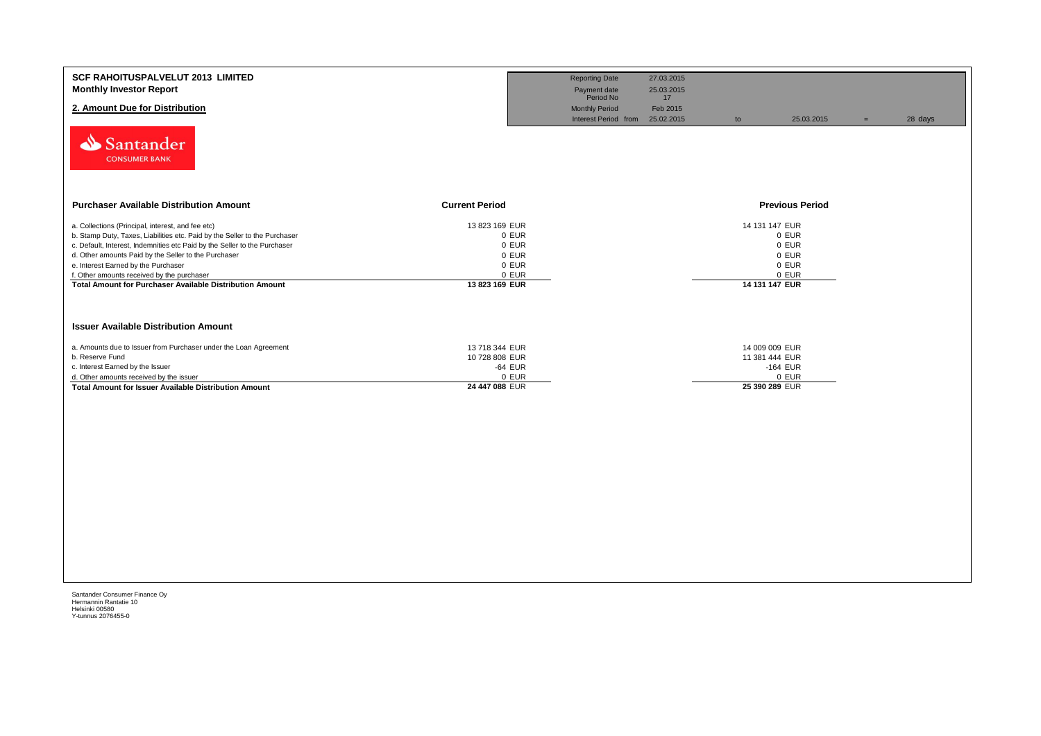**SCF RAHOITUSPALVELUT 2013 LIMITED**
**Monthly Investor Report**

## 2. Amount Due for Distribution

| | | | | | |
|---|---|---|---|---|---|
| Reporting Date | 27.03.2015 | | | | |
| Payment date | 25.03.2015 | | | | |
| Period No | 17 | | | | |
| Monthly Period | Feb 2015 | | | | |
| Interest Period from | 25.02.2015 | to | 25.03.2015 | = | 28 days |

Santander CONSUMER BANK

| Purchaser Available Distribution Amount | Current Period | Previous Period |
|---|---|---|
| a. Collections (Principal, interest, and fee etc) | 13 823 169 EUR | 14 131 147 EUR |
| b. Stamp Duty, Taxes, Liabilities etc. Paid by the Seller to the Purchaser | 0 EUR | 0 EUR |
| c. Default, Interest, Indemnities etc Paid by the Seller to the Purchaser | 0 EUR | 0 EUR |
| d. Other amounts Paid by the Seller to the Purchaser | 0 EUR | 0 EUR |
| e. Interest Earned by the Purchaser | 0 EUR | 0 EUR |
| f. Other amounts received by the purchaser | 0 EUR | 0 EUR |
| **Total Amount for Purchaser Available Distribution Amount** | **13 823 169 EUR** | **14 131 147 EUR** |

| Issuer Available Distribution Amount | Current Period | Previous Period |
|---|---|---|
| a. Amounts due to Issuer from Purchaser under the Loan Agreement | 13 718 344 EUR | 14 009 009 EUR |
| b. Reserve Fund | 10 728 808 EUR | 11 381 444 EUR |
| c. Interest Earned by the Issuer | -64 EUR | -164 EUR |
| d. Other amounts received by the issuer | 0 EUR | 0 EUR |
| **Total Amount for Issuer Available Distribution Amount** | **24 447 088 EUR** | **25 390 289 EUR** |

Santander Consumer Finance Oy
Hermannin Rantatie 10
Helsinki 00580
Y-tunnus 2076455-0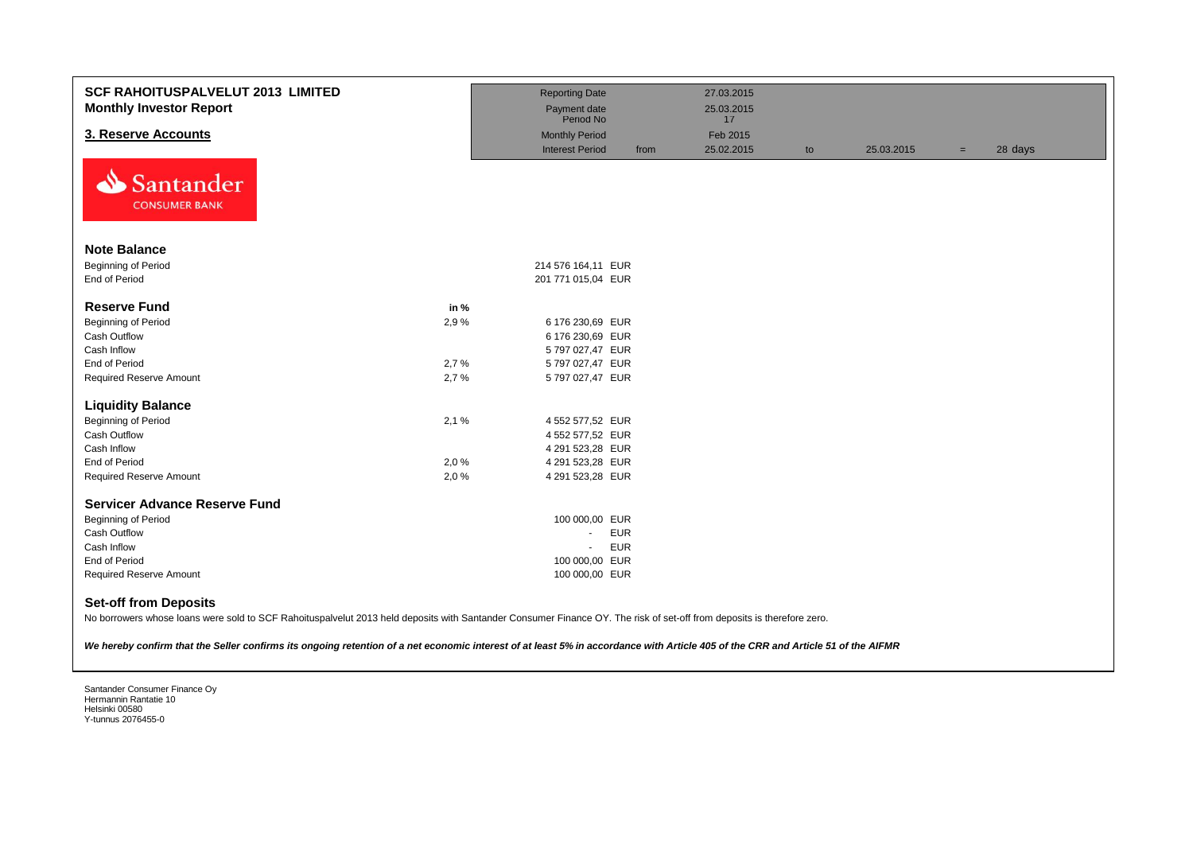# SCF RAHOITUSPALVELUT 2013 LIMITED
## Monthly Investor Report

## 3. Reserve Accounts

| | | | | | | | |
|---|---|---|---|---|---|---|---|
| Reporting Date | | 27.03.2015 | | | | | |
| Payment date | | 25.03.2015 | | | | | |
| Period No | | 17 | | | | | |
| Monthly Period | | Feb 2015 | | | | | |
| Interest Period | from | 25.02.2015 | to | 25.03.2015 | = | 28 days | |

Santander CONSUMER BANK

### Note Balance

| | | |
|---|---|---|
| Beginning of Period | | 214 576 164,11 EUR |
| End of Period | | 201 771 015,04 EUR |

### Reserve Fund

| | in % | |
|---|---|---|
| Beginning of Period | 2,9 % | 6 176 230,69 EUR |
| Cash Outflow | | 6 176 230,69 EUR |
| Cash Inflow | | 5 797 027,47 EUR |
| End of Period | 2,7 % | 5 797 027,47 EUR |
| Required Reserve Amount | 2,7 % | 5 797 027,47 EUR |

### Liquidity Balance

| | | |
|---|---|---|
| Beginning of Period | 2,1 % | 4 552 577,52 EUR |
| Cash Outflow | | 4 552 577,52 EUR |
| Cash Inflow | | 4 291 523,28 EUR |
| End of Period | 2,0 % | 4 291 523,28 EUR |
| Required Reserve Amount | 2,0 % | 4 291 523,28 EUR |

### Servicer Advance Reserve Fund

| | | |
|---|---|---|
| Beginning of Period | | 100 000,00 EUR |
| Cash Outflow | | - EUR |
| Cash Inflow | | - EUR |
| End of Period | | 100 000,00 EUR |
| Required Reserve Amount | | 100 000,00 EUR |

### Set-off from Deposits

No borrowers whose loans were sold to SCF Rahoituspalvelut 2013 held deposits with Santander Consumer Finance OY. The risk of set-off from deposits is therefore zero.

*We hereby confirm that the Seller confirms its ongoing retention of a net economic interest of at least 5% in accordance with Article 405 of the CRR and Article 51 of the AIFMR*

Santander Consumer Finance Oy
Hermannin Rantatie 10
Helsinki 00580
Y-tunnus 2076455-0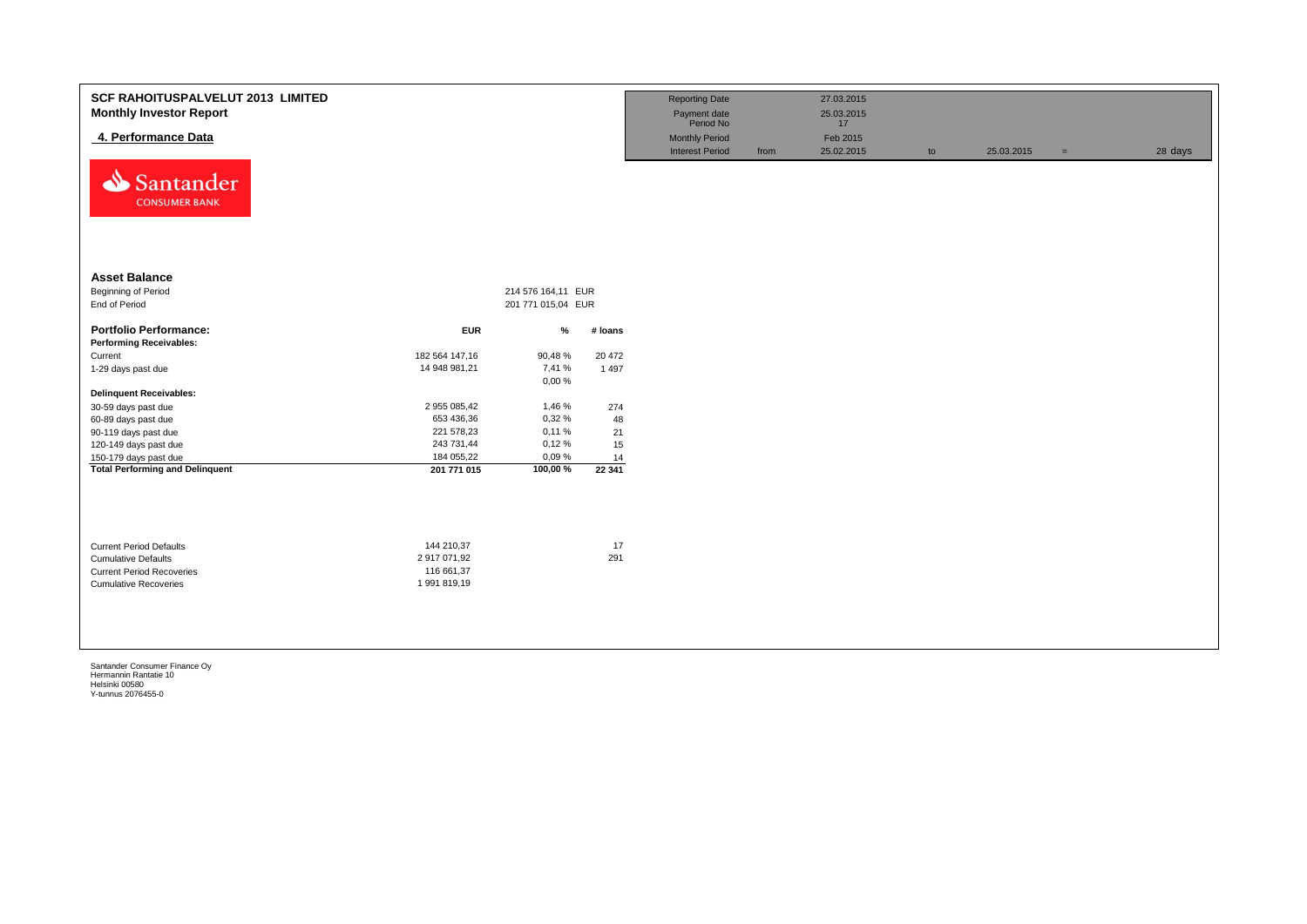# SCF RAHOITUSPALVELUT 2013 LIMITED

## Monthly Investor Report

### 4. Performance Data

| | | | | | |
|---|---|---|---|---|---|
| Reporting Date | | 27.03.2015 | | | |
| Payment date | | 25.03.2015 | | | |
| Period No | | 17 | | | |
| Monthly Period | | Feb 2015 | | | |
| Interest Period | from | 25.02.2015 | to | 25.03.2015 = | 28 days |

**Asset Balance**

| | | |
|---|---|---|
| Beginning of Period | 214 576 164,11 | EUR |
| End of Period | 201 771 015,04 | EUR |

| **Portfolio Performance:** | **EUR** | **%** | **# loans** |
|---|---|---|---|
| **Performing Receivables:** | | | |
| Current | 182 564 147,16 | 90,48 % | 20 472 |
| 1-29 days past due | 14 948 981,21 | 7,41 % | 1 497 |
| | | 0,00 % | |
| **Delinquent Receivables:** | | | |
| 30-59 days past due | 2 955 085,42 | 1,46 % | 274 |
| 60-89 days past due | 653 436,36 | 0,32 % | 48 |
| 90-119 days past due | 221 578,23 | 0,11 % | 21 |
| 120-149 days past due | 243 731,44 | 0,12 % | 15 |
| 150-179 days past due | 184 055,22 | 0,09 % | 14 |
| **Total Performing and Delinquent** | **201 771 015** | **100,00 %** | **22 341** |

| | | |
|---|---|---|
| Current Period Defaults | 144 210,37 | 17 |
| Cumulative Defaults | 2 917 071,92 | 291 |
| Current Period Recoveries | 116 661,37 | |
| Cumulative Recoveries | 1 991 819,19 | |

Santander Consumer Finance Oy
Hermannin Rantatie 10
Helsinki 00580
Y-tunnus 2076455-0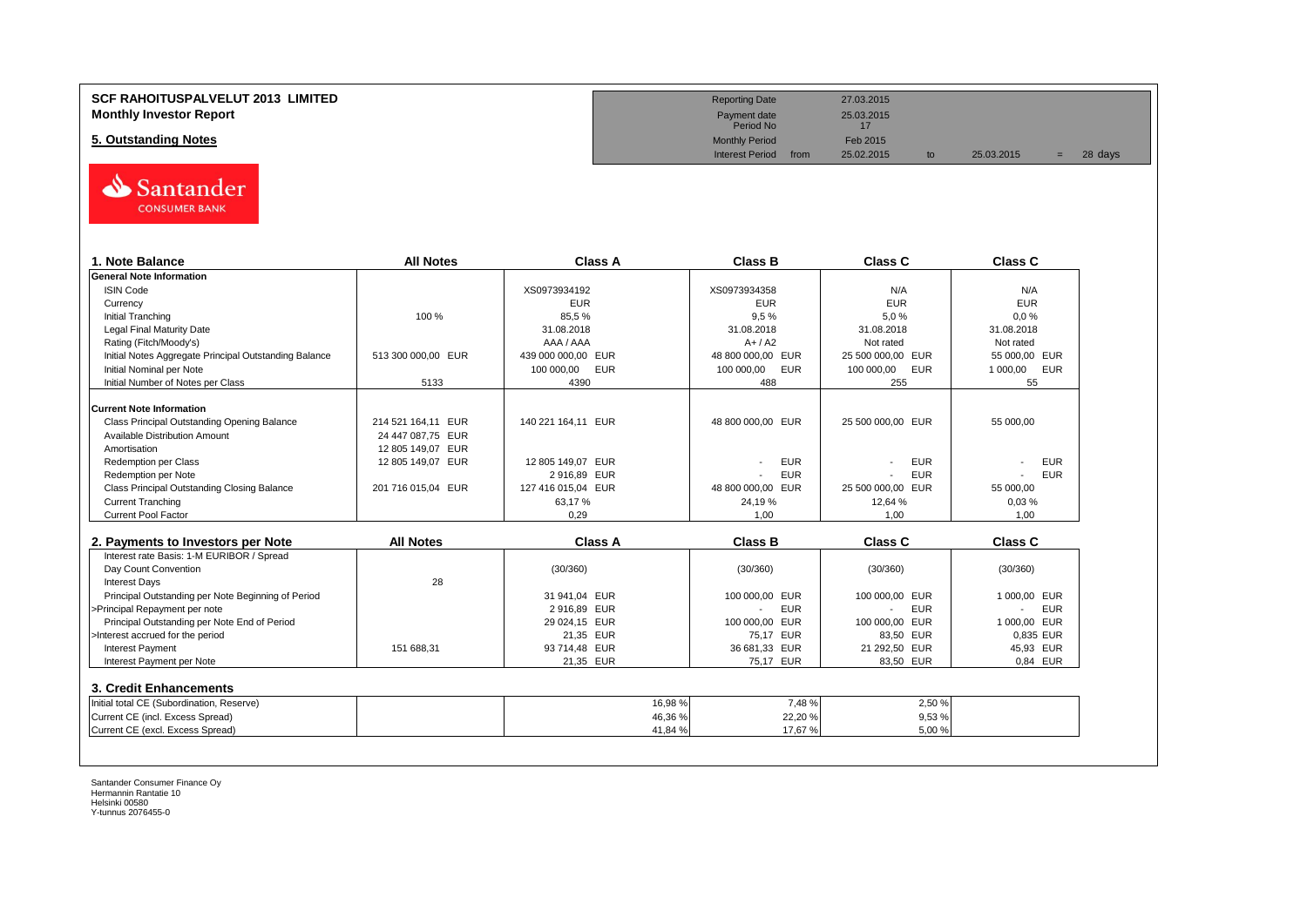# SCF RAHOITUSPALVELUT 2013 LIMITED

**Monthly Investor Report**

**5. Outstanding Notes**

| | | | | | |
|---|---|---|---|---|---|
| Reporting Date | | 27.03.2015 | | | |
| Payment date | | 25.03.2015 | | | |
| Period No | | 17 | | | |
| Monthly Period | | Feb 2015 | | | |
| Interest Period | from | 25.02.2015 | to | 25.03.2015 | = 28 days |

| 1. Note Balance | All Notes | Class A | Class B | Class C | Class C |
|---|---|---|---|---|---|
| **General Note Information** | | | | | |
| ISIN Code | | XS0973934192 | XS0973934358 | N/A | N/A |
| Currency | | EUR | EUR | EUR | EUR |
| Initial Tranching | 100 % | 85,5 % | 9,5 % | 5,0 % | 0,0 % |
| Legal Final Maturity Date | | 31.08.2018 | 31.08.2018 | 31.08.2018 | 31.08.2018 |
| Rating (Fitch/Moody's) | | AAA / AAA | A+ / A2 | Not rated | Not rated |
| Initial Notes Aggregate Principal Outstanding Balance | 513 300 000,00 EUR | 439 000 000,00 EUR | 48 800 000,00 EUR | 25 500 000,00 EUR | 55 000,00 EUR |
| Initial Nominal per Note | | 100 000,00 EUR | 100 000,00 EUR | 100 000,00 EUR | 1 000,00 EUR |
| Initial Number of Notes per Class | 5133 | 4390 | 488 | 255 | 55 |
| **Current Note Information** | | | | | |
| Class Principal Outstanding Opening Balance | 214 521 164,11 EUR | 140 221 164,11 EUR | 48 800 000,00 EUR | 25 500 000,00 EUR | 55 000,00 |
| Available Distribution Amount | 24 447 087,75 EUR | | | | |
| Amortisation | 12 805 149,07 EUR | | | | |
| Redemption per Class | 12 805 149,07 EUR | 12 805 149,07 EUR | - EUR | - EUR | - EUR |
| Redemption per Note | | 2 916,89 EUR | - EUR | - EUR | - EUR |
| Class Principal Outstanding Closing Balance | 201 716 015,04 EUR | 127 416 015,04 EUR | 48 800 000,00 EUR | 25 500 000,00 EUR | 55 000,00 |
| Current Tranching | | 63,17 % | 24,19 % | 12,64 % | 0,03 % |
| Current Pool Factor | | 0,29 | 1,00 | 1,00 | 1,00 |

| 2. Payments to Investors per Note | All Notes | Class A | Class B | Class C | Class C |
|---|---|---|---|---|---|
| Interest rate Basis: 1-M EURIBOR / Spread | | | | | |
| Day Count Convention | | (30/360) | (30/360) | (30/360) | (30/360) |
| Interest Days | 28 | | | | |
| Principal Outstanding per Note Beginning of Period | | 31 941,04 EUR | 100 000,00 EUR | 100 000,00 EUR | 1 000,00 EUR |
| >Principal Repayment per note | | 2 916,89 EUR | - EUR | - EUR | - EUR |
| Principal Outstanding per Note End of Period | | 29 024,15 EUR | 100 000,00 EUR | 100 000,00 EUR | 1 000,00 EUR |
| >Interest accrued for the period | | 21,35 EUR | 75,17 EUR | 83,50 EUR | 0,835 EUR |
| Interest Payment | 151 688,31 | 93 714,48 EUR | 36 681,33 EUR | 21 292,50 EUR | 45,93 EUR |
| Interest Payment per Note | | 21,35 EUR | 75,17 EUR | 83,50 EUR | 0,84 EUR |

## 3. Credit Enhancements

| | | Class A | Class B | Class C | |
|---|---|---|---|---|---|
| Initial total CE (Subordination, Reserve) | | 16,98 % | 7,48 % | 2,50 % | |
| Current CE (incl. Excess Spread) | | 46,36 % | 22,20 % | 9,53 % | |
| Current CE (excl. Excess Spread) | | 41,84 % | 17,67 % | 5,00 % | |

Santander Consumer Finance Oy
Hermannin Rantatie 10
Helsinki 00580
Y-tunnus 2076455-0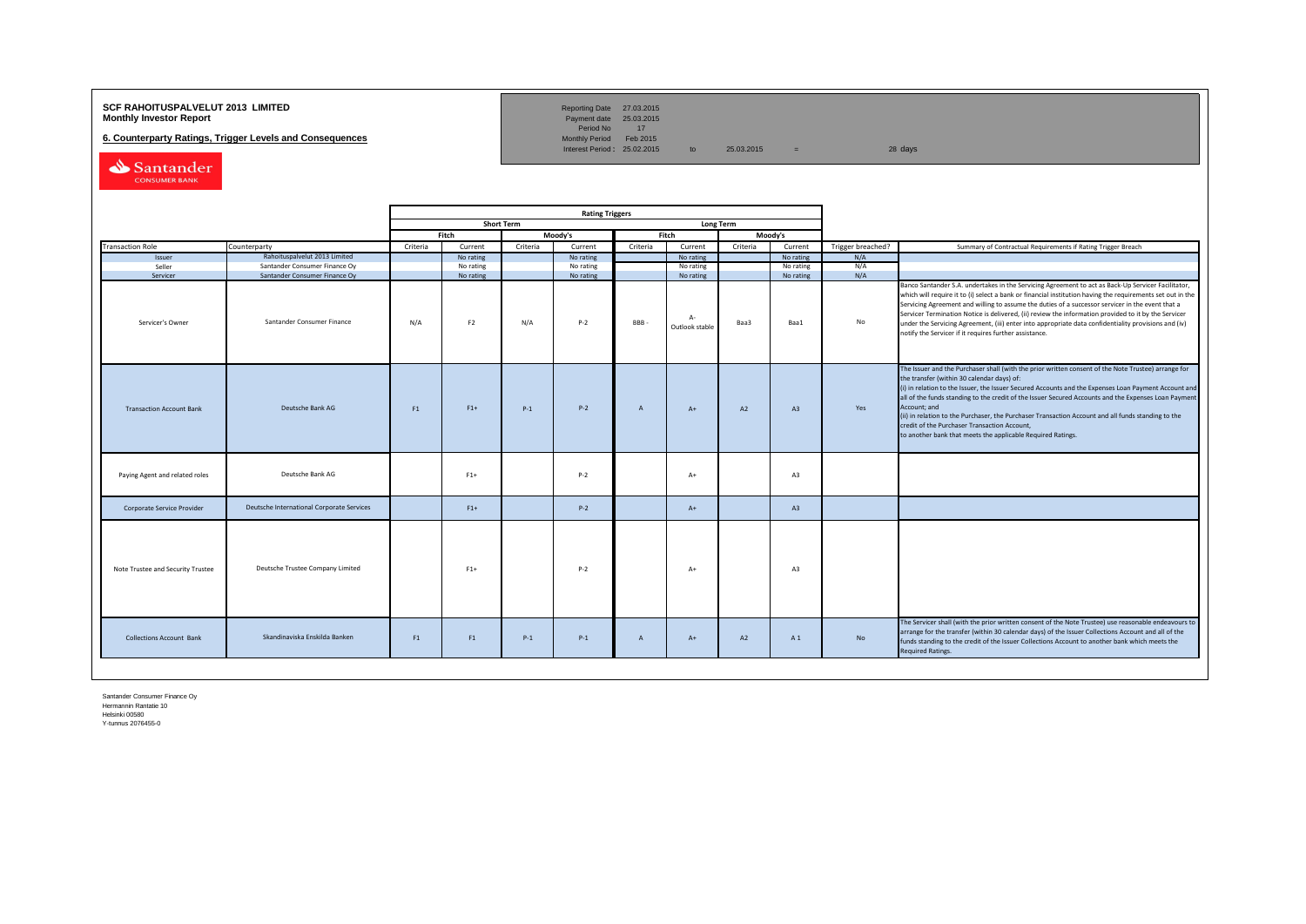# SCF RAHOITUSPALVELUT 2013 LIMITED
**Monthly Investor Report**

**6. Counterparty Ratings, Trigger Levels and Consequences**

| | | | | |
|---|---|---|---|---|
| Reporting Date | 27.03.2015 | | | |
| Payment date | 25.03.2015 | | | |
| Period No | 17 | | | |
| Monthly Period | Feb 2015 | | | |
| Interest Period : | 25.02.2015 | to | 25.03.2015 | = 28 days |

| | | Rating Triggers | | | | | | | | | |
|---|---|---|---|---|---|---|---|---|---|---|---|
| | | Short Term | | | | Long Term | | | | | |
| | | Fitch | | Moody's | | Fitch | | Moody's | | | |
| Transaction Role | Counterparty | Criteria | Current | Criteria | Current | Criteria | Current | Criteria | Current | Trigger breached? | Summary of Contractual Requirements if Rating Trigger Breach |
| Issuer | Rahoituspalvelut 2013 Limited | | No rating | | No rating | | No rating | | No rating | N/A | |
| Seller | Santander Consumer Finance Oy | | No rating | | No rating | | No rating | | No rating | N/A | |
| Servicer | Santander Consumer Finance Oy | | No rating | | No rating | | No rating | | No rating | N/A | |
| Servicer's Owner | Santander Consumer Finance | N/A | F2 | N/A | P-2 | BBB - | A- Outlook stable | Baa3 | Baa1 | No | Banco Santander S.A. undertakes in the Servicing Agreement to act as Back-Up Servicer Facilitator, which will require it to (i) select a bank or financial institution having the requirements set out in the Servicing Agreement and willing to assume the duties of a successor servicer in the event that a Servicer Termination Notice is delivered, (ii) review the information provided to it by the Servicer under the Servicing Agreement, (iii) enter into appropriate data confidentiality provisions and (iv) notify the Servicer if it requires further assistance. |
| Transaction Account Bank | Deutsche Bank AG | F1 | F1+ | P-1 | P-2 | A | A+ | A2 | A3 | Yes | The Issuer and the Purchaser shall (with the prior written consent of the Note Trustee) arrange for the transfer (within 30 calendar days) of:<br>(i) in relation to the Issuer, the Issuer Secured Accounts and the Expenses Loan Payment Account and all of the funds standing to the credit of the Issuer Secured Accounts and the Expenses Loan Payment Account; and<br>(ii) in relation to the Purchaser, the Purchaser Transaction Account and all funds standing to the credit of the Purchaser Transaction Account,<br>to another bank that meets the applicable Required Ratings. |
| Paying Agent and related roles | Deutsche Bank AG | | F1+ | | P-2 | | A+ | | A3 | | |
| Corporate Service Provider | Deutsche International Corporate Services | | F1+ | | P-2 | | A+ | | A3 | | |
| Note Trustee and Security Trustee | Deutsche Trustee Company Limited | | F1+ | | P-2 | | A+ | | A3 | | |
| Collections Account Bank | Skandinaviska Enskilda Banken | F1 | F1 | P-1 | P-1 | A | A+ | A2 | A 1 | No | The Servicer shall (with the prior written consent of the Note Trustee) use reasonable endeavours to arrange for the transfer (within 30 calendar days) of the Issuer Collections Account and all of the funds standing to the credit of the Issuer Collections Account to another bank which meets the Required Ratings. |

Santander Consumer Finance Oy
Hermannin Rantatie 10
Helsinki 00580
Y-tunnus 2076455-0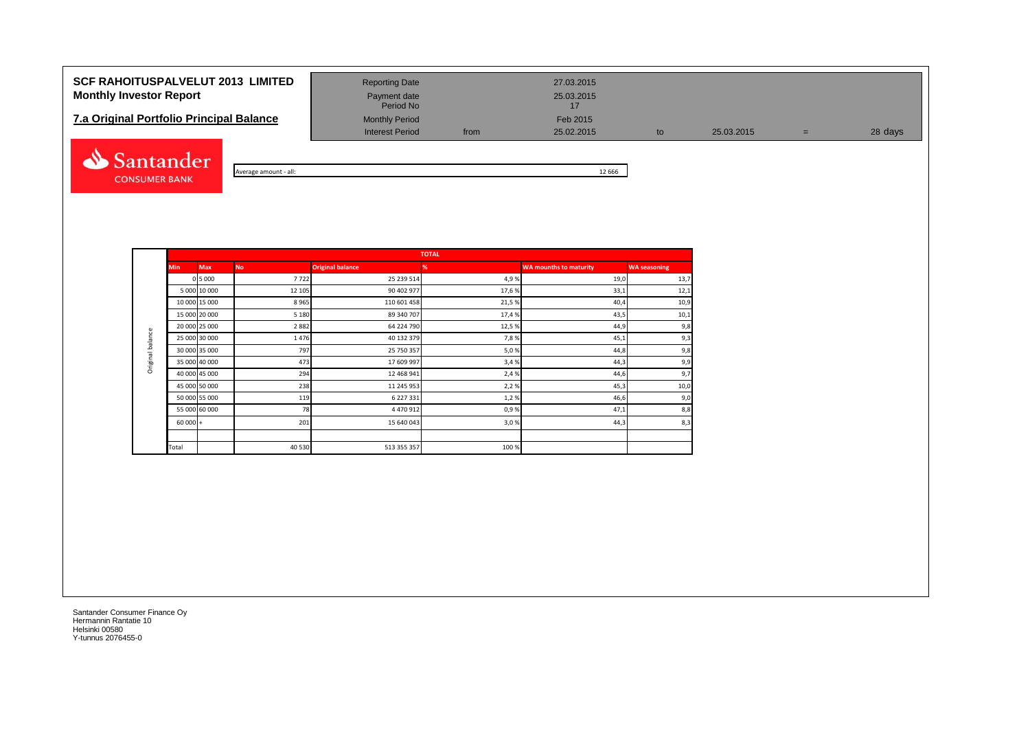# SCF RAHOITUSPALVELUT 2013 LIMITED
## Monthly Investor Report

## 7.a Original Portfolio Principal Balance

| | | | | | | |
|---|---|---|---|---|---|---|
| Reporting Date | | 27.03.2015 | | | | |
| Payment date | | 25.03.2015 | | | | |
| Period No | | 17 | | | | |
| Monthly Period | | Feb 2015 | | | | |
| Interest Period | from | 25.02.2015 | to | 25.03.2015 | = | 28 days |

Average amount - all: 12 666

| | TOTAL | | | | | | |
|---|---|---|---|---|---|---|---|
| | Min | Max | No | Original balance | % | WA mounths to maturity | WA seasoning |
| Original balance | 0 | 5 000 | 7 722 | 25 239 514 | 4,9 % | 19,0 | 13,7 |
| | 5 000 | 10 000 | 12 105 | 90 402 977 | 17,6 % | 33,1 | 12,1 |
| | 10 000 | 15 000 | 8 965 | 110 601 458 | 21,5 % | 40,4 | 10,9 |
| | 15 000 | 20 000 | 5 180 | 89 340 707 | 17,4 % | 43,5 | 10,1 |
| | 20 000 | 25 000 | 2 882 | 64 224 790 | 12,5 % | 44,9 | 9,8 |
| | 25 000 | 30 000 | 1 476 | 40 132 379 | 7,8 % | 45,1 | 9,3 |
| | 30 000 | 35 000 | 797 | 25 750 357 | 5,0 % | 44,8 | 9,8 |
| | 35 000 | 40 000 | 473 | 17 609 997 | 3,4 % | 44,3 | 9,9 |
| | 40 000 | 45 000 | 294 | 12 468 941 | 2,4 % | 44,6 | 9,7 |
| | 45 000 | 50 000 | 238 | 11 245 953 | 2,2 % | 45,3 | 10,0 |
| | 50 000 | 55 000 | 119 | 6 227 331 | 1,2 % | 46,6 | 9,0 |
| | 55 000 | 60 000 | 78 | 4 470 912 | 0,9 % | 47,1 | 8,8 |
| | 60 000 | + | 201 | 15 640 043 | 3,0 % | 44,3 | 8,3 |
| | | | | | | | |
| | Total | | 40 530 | 513 355 357 | 100 % | | |

Santander Consumer Finance Oy
Hermannin Rantatie 10
Helsinki 00580
Y-tunnus 2076455-0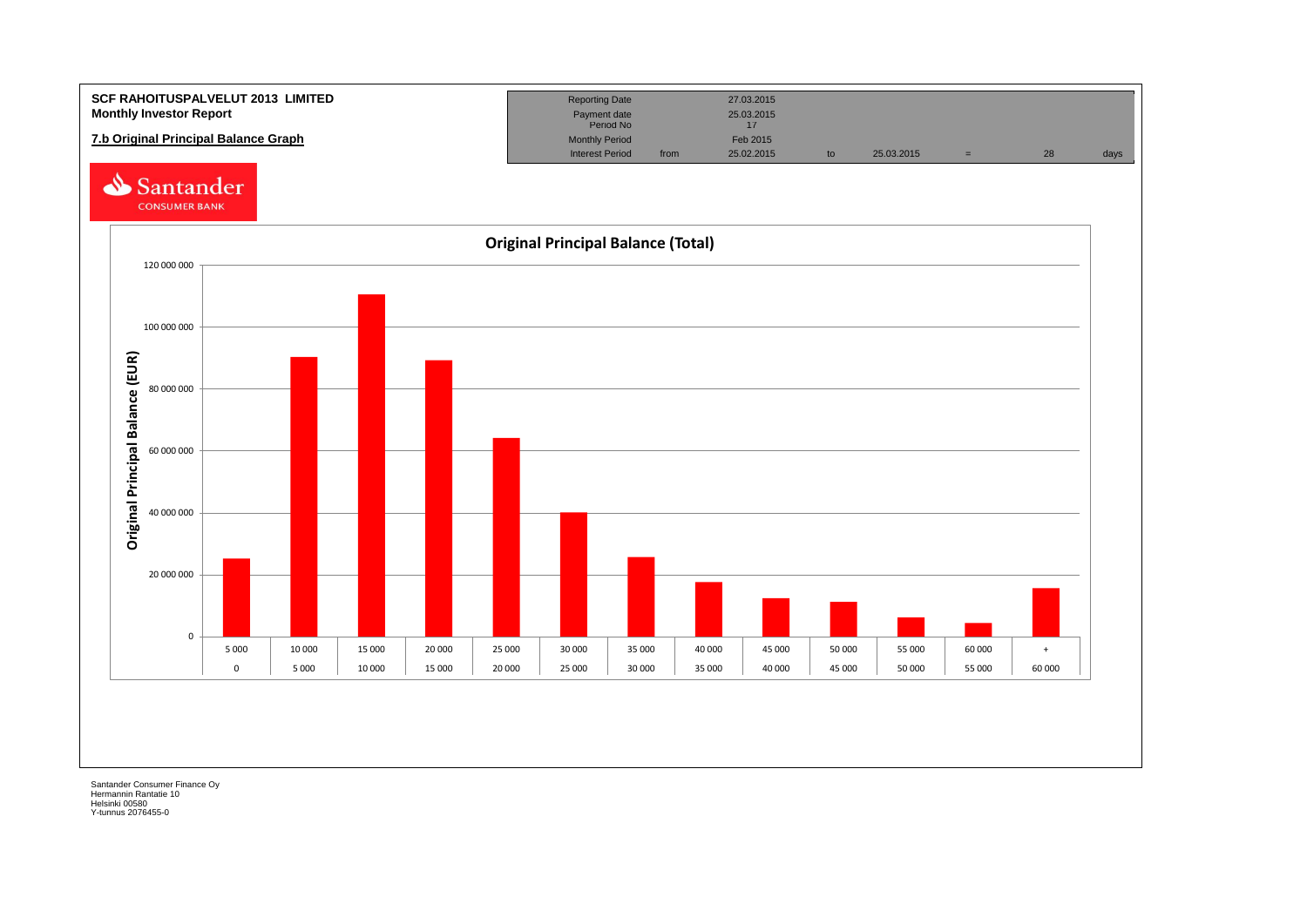**SCF RAHOITUSPALVELUT 2013 LIMITED**
**Monthly Investor Report**

**7.b Original Principal Balance Graph**

| Reporting Date | | 27.03.2015 | | | | | |
|---|---|---|---|---|---|---|---|
| Payment date | | 25.03.2015 | | | | | |
| Period No | | 17 | | | | | |
| Monthly Period | | Feb 2015 | | | | | |
| Interest Period | from | 25.02.2015 | to | 25.03.2015 | = | 28 | days |

Santander CONSUMER BANK

**Original Principal Balance (Total)**

Original Principal Balance (EUR)

| | | | | | | | | | | | | |
|---|---|---|---|---|---|---|---|---|---|---|---|---|
| 5 000 | 10 000 | 15 000 | 20 000 | 25 000 | 30 000 | 35 000 | 40 000 | 45 000 | 50 000 | 55 000 | 60 000 | + |
| 0 | 5 000 | 10 000 | 15 000 | 20 000 | 25 000 | 30 000 | 35 000 | 40 000 | 45 000 | 50 000 | 55 000 | 60 000 |

Santander Consumer Finance Oy
Hermannin Rantatie 10
Helsinki 00580
Y-tunnus 2076455-0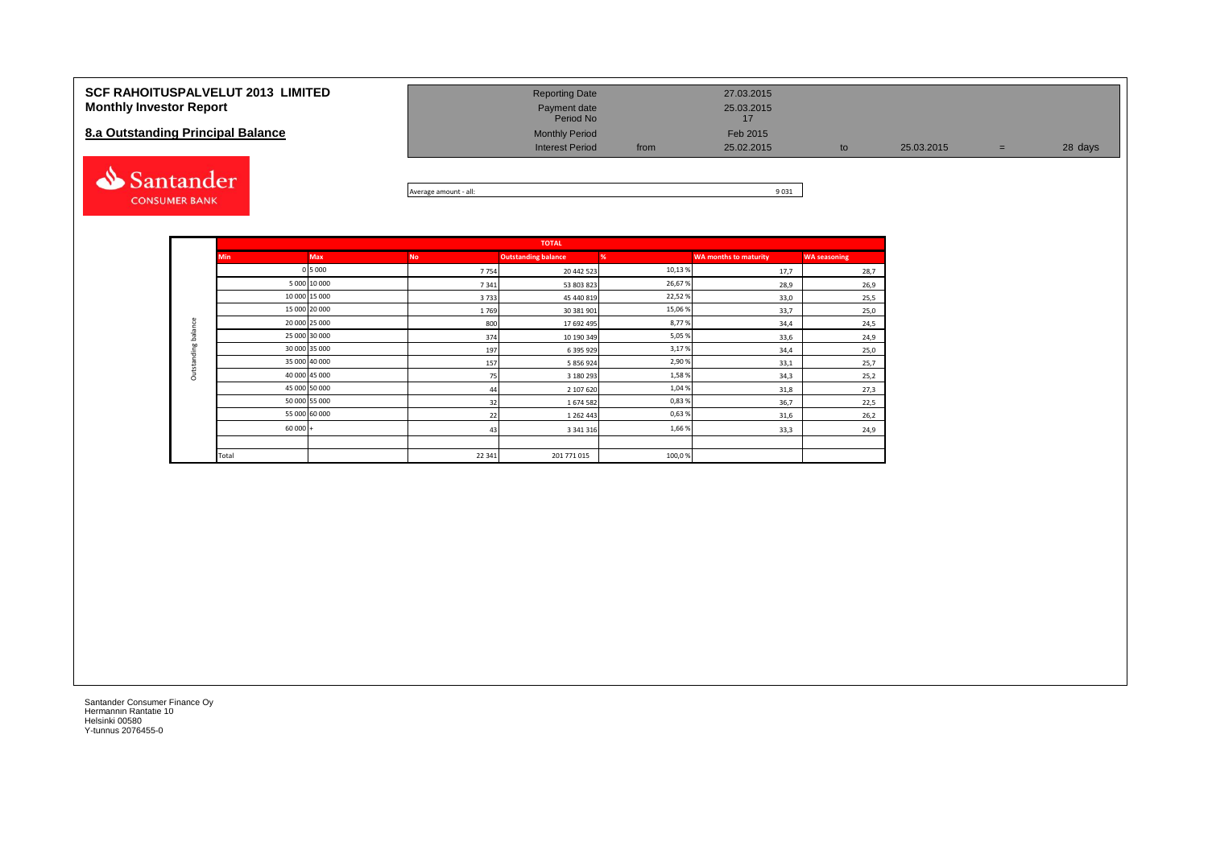# SCF RAHOITUSPALVELUT 2013 LIMITED
## Monthly Investor Report

## 8.a Outstanding Principal Balance

| | | | | | | | |
|---|---|---|---|---|---|---|---|
| Reporting Date | | 27.03.2015 | | | | | |
| Payment date | | 25.03.2015 | | | | | |
| Period No | | 17 | | | | | |
| Monthly Period | | Feb 2015 | | | | | |
| Interest Period | from | 25.02.2015 | to | 25.03.2015 | = | 28 days | |

Average amount - all: 9 031

| | TOTAL | | | | | | |
|---|---|---|---|---|---|---|---|
| | Min | Max | No | Outstanding balance | % | WA months to maturity | WA seasoning |
| Outstanding balance | 0 | 5 000 | 7 754 | 20 442 523 | 10,13 % | 17,7 | 28,7 |
| | 5 000 | 10 000 | 7 341 | 53 803 823 | 26,67 % | 28,9 | 26,9 |
| | 10 000 | 15 000 | 3 733 | 45 440 819 | 22,52 % | 33,0 | 25,5 |
| | 15 000 | 20 000 | 1 769 | 30 381 901 | 15,06 % | 33,7 | 25,0 |
| | 20 000 | 25 000 | 800 | 17 692 495 | 8,77 % | 34,4 | 24,5 |
| | 25 000 | 30 000 | 374 | 10 190 349 | 5,05 % | 33,6 | 24,9 |
| | 30 000 | 35 000 | 197 | 6 395 929 | 3,17 % | 34,4 | 25,0 |
| | 35 000 | 40 000 | 157 | 5 856 924 | 2,90 % | 33,1 | 25,7 |
| | 40 000 | 45 000 | 75 | 3 180 293 | 1,58 % | 34,3 | 25,2 |
| | 45 000 | 50 000 | 44 | 2 107 620 | 1,04 % | 31,8 | 27,3 |
| | 50 000 | 55 000 | 32 | 1 674 582 | 0,83 % | 36,7 | 22,5 |
| | 55 000 | 60 000 | 22 | 1 262 443 | 0,63 % | 31,6 | 26,2 |
| | 60 000 | + | 43 | 3 341 316 | 1,66 % | 33,3 | 24,9 |
| | | | | | | | |
| | Total | | 22 341 | 201 771 015 | 100,0 % | | |

Santander Consumer Finance Oy
Hermannin Rantatie 10
Helsinki 00580
Y-tunnus 2076455-0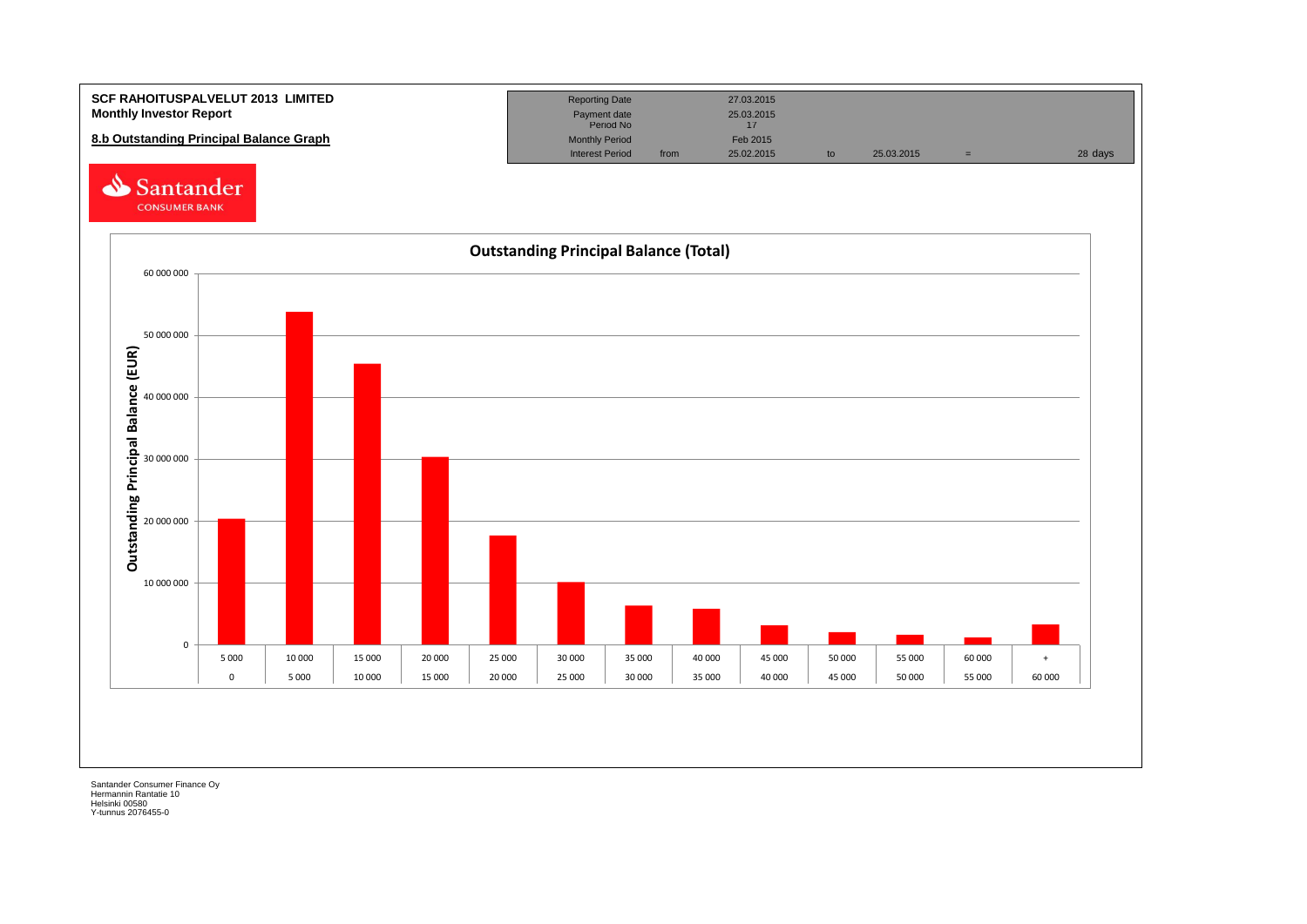**SCF RAHOITUSPALVELUT 2013 LIMITED**
**Monthly Investor Report**

## 8.b Outstanding Principal Balance Graph

| Reporting Date | | 27.03.2015 | | | | |
|---|---|---|---|---|---|---|
| Payment date | | 25.03.2015 | | | | |
| Period No | | 17 | | | | |
| Monthly Period | | Feb 2015 | | | | |
| Interest Period | from | 25.02.2015 | to | 25.03.2015 | = | 28 days |

Santander CONSUMER BANK

### Outstanding Principal Balance (Total)

Outstanding Principal Balance (EUR)

| From | To |
|---|---|
| 0 | 5 000 |
| 5 000 | 10 000 |
| 10 000 | 15 000 |
| 15 000 | 20 000 |
| 20 000 | 25 000 |
| 25 000 | 30 000 |
| 30 000 | 35 000 |
| 35 000 | 40 000 |
| 40 000 | 45 000 |
| 45 000 | 50 000 |
| 50 000 | 55 000 |
| 55 000 | 60 000 |
| 60 000 | + |

Santander Consumer Finance Oy
Hermannin Rantatie 10
Helsinki 00580
Y-tunnus 2076455-0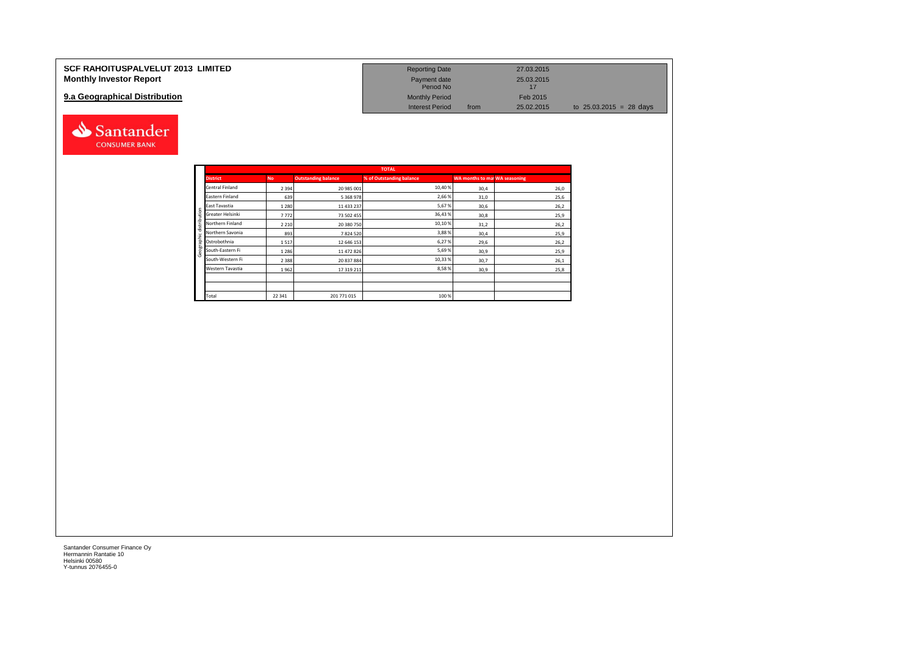# SCF RAHOITUSPALVELUT 2013 LIMITED
## Monthly Investor Report

| | | | |
|---|---|---|---|
| Reporting Date | | 27.03.2015 | |
| Payment date | | 25.03.2015 | |
| Period No | | 17 | |
| Monthly Period | | Feb 2015 | |
| Interest Period | from | 25.02.2015 | to 25.03.2015 = 28 days |

## 9.a Geographical Distribution

| | TOTAL | | | | | |
|---|---|---|---|---|---|---|
| | District | No | Outstanding balance | % of Outstanding balance | WA months to mat | WA seasoning |
| Geographic distribution | Central Finland | 2 394 | 20 985 001 | 10,40 % | 30,4 | 26,0 |
| | Eastern Finland | 639 | 5 368 978 | 2,66 % | 31,0 | 25,6 |
| | East Tavastia | 1 280 | 11 433 237 | 5,67 % | 30,6 | 26,2 |
| | Greater Helsinki | 7 772 | 73 502 455 | 36,43 % | 30,8 | 25,9 |
| | Northern Finland | 2 210 | 20 380 750 | 10,10 % | 31,2 | 26,2 |
| | Northern Savonia | 893 | 7 824 520 | 3,88 % | 30,4 | 25,9 |
| | Ostrobothnia | 1 517 | 12 646 153 | 6,27 % | 29,6 | 26,2 |
| | South-Eastern Fi | 1 286 | 11 472 826 | 5,69 % | 30,9 | 25,9 |
| | South-Western Fi | 2 388 | 20 837 884 | 10,33 % | 30,7 | 26,1 |
| | Western Tavastia | 1 962 | 17 319 211 | 8,58 % | 30,9 | 25,8 |
| | | | | | | |
| | | | | | | |
| | Total | 22 341 | 201 771 015 | 100 % | | |

Santander Consumer Finance Oy
Hermannin Rantatie 10
Helsinki 00580
Y-tunnus 2076455-0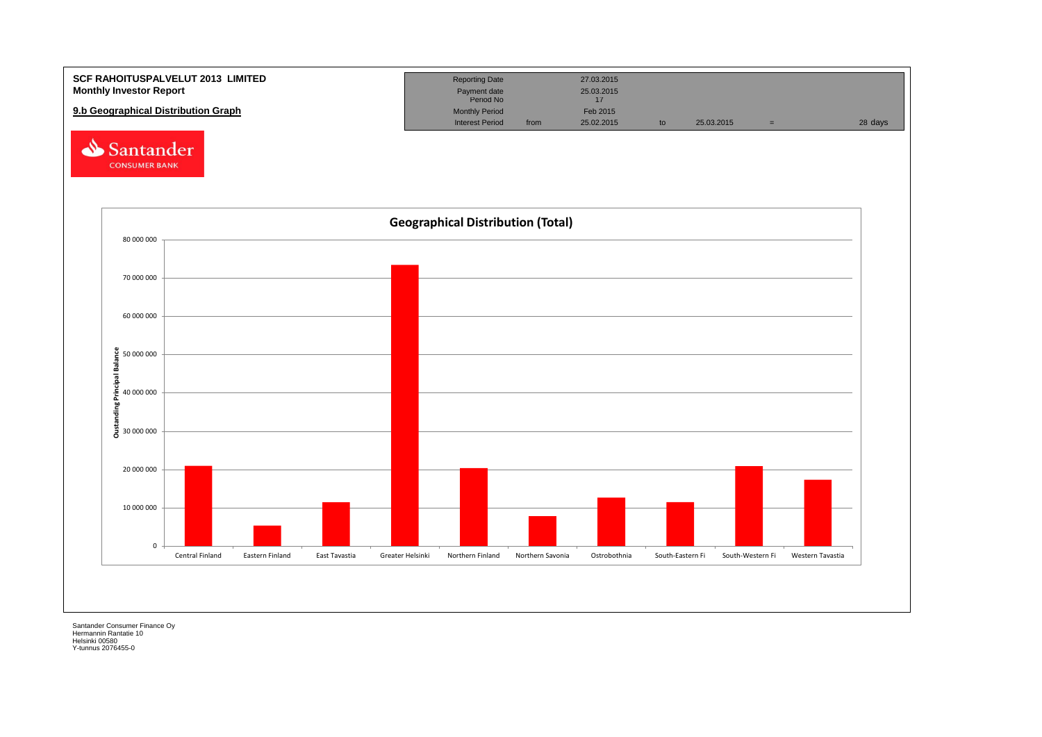**SCF RAHOITUSPALVELUT 2013 LIMITED**
**Monthly Investor Report**

**9.b Geographical Distribution Graph**

| Reporting Date | | 27.03.2015 | | | | |
|---|---|---|---|---|---|---|
| Payment date | | 25.03.2015 | | | | |
| Period No | | 17 | | | | |
| Monthly Period | | Feb 2015 | | | | |
| Interest Period | from | 25.02.2015 | to | 25.03.2015 | = | 28 days |

Santander CONSUMER BANK

**Geographical Distribution (Total)**

Oustanding Principal Balance

80 000 000
70 000 000
60 000 000
50 000 000
40 000 000
30 000 000
20 000 000
10 000 000
0

Central Finland | Eastern Finland | East Tavastia | Greater Helsinki | Northern Finland | Northern Savonia | Ostrobothnia | South-Eastern Fi | South-Western Fi | Western Tavastia

Santander Consumer Finance Oy
Hermannin Rantatie 10
Helsinki 00580
Y-tunnus 2076455-0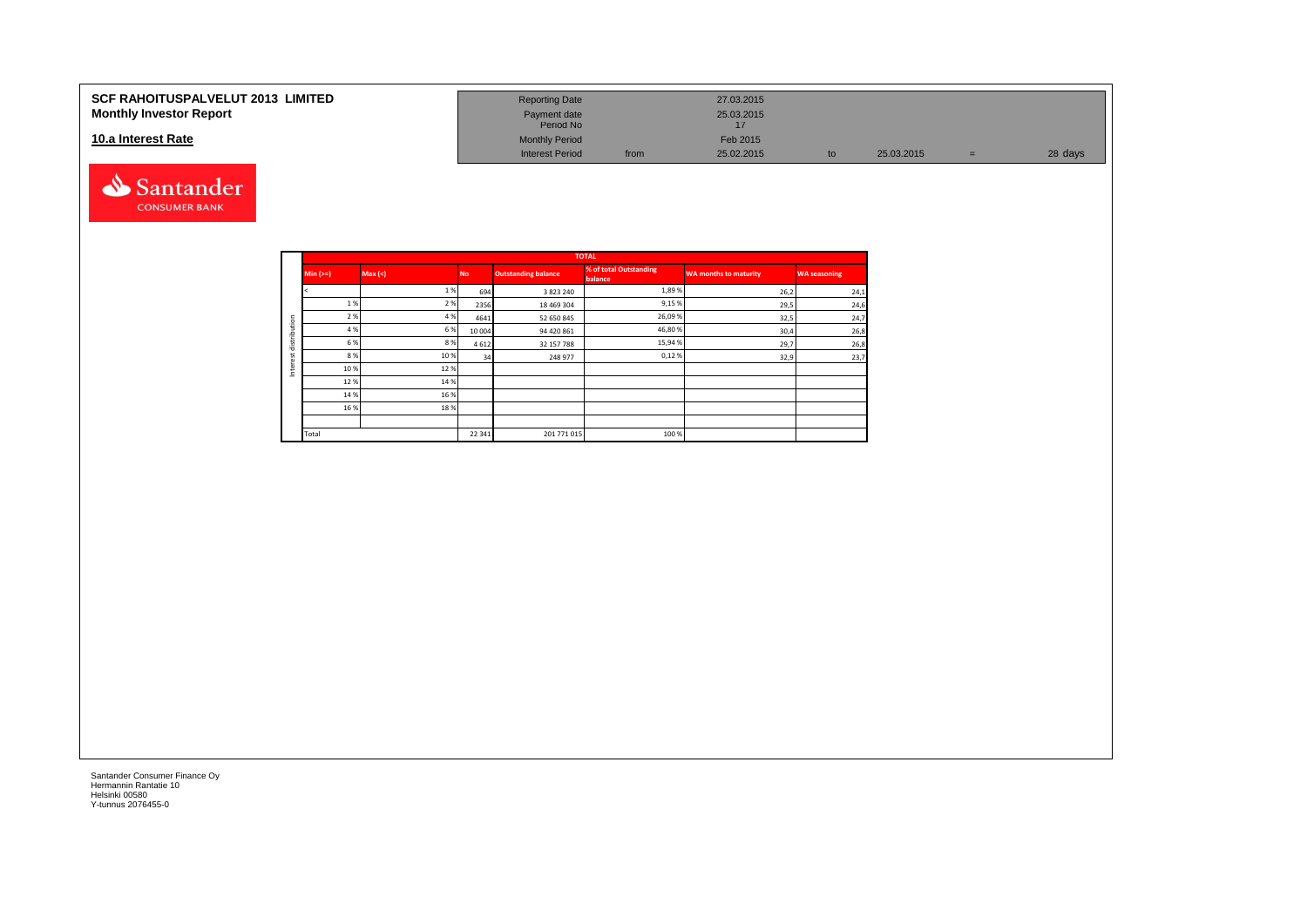**SCF RAHOITUSPALVELUT 2013 LIMITED**
**Monthly Investor Report**

**10.a Interest Rate**

| | | | | | |
|---|---|---|---|---|---|
| Reporting Date | | 27.03.2015 | | | |
| Payment date | | 25.03.2015 | | | |
| Period No | | 17 | | | |
| Monthly Period | | Feb 2015 | | | |
| Interest Period | from | 25.02.2015 | to | 25.03.2015 | = 28 days |

| | TOTAL | | | | | | |
|---|---|---|---|---|---|---|---|
| | Min (>=) | Max (<) | No | Outstanding balance | % of total Outstanding balance | WA months to maturity | WA seasoning |
| Interest distribution | < | 1 % | 694 | 3 823 240 | 1,89 % | 26,2 | 24,1 |
| | 1 % | 2 % | 2356 | 18 469 304 | 9,15 % | 29,5 | 24,6 |
| | 2 % | 4 % | 4641 | 52 650 845 | 26,09 % | 32,5 | 24,7 |
| | 4 % | 6 % | 10 004 | 94 420 861 | 46,80 % | 30,4 | 26,8 |
| | 6 % | 8 % | 4 612 | 32 157 788 | 15,94 % | 29,7 | 26,8 |
| | 8 % | 10 % | 34 | 248 977 | 0,12 % | 32,9 | 23,7 |
| | 10 % | 12 % | | | | | |
| | 12 % | 14 % | | | | | |
| | 14 % | 16 % | | | | | |
| | 16 % | 18 % | | | | | |
| | | | | | | | |
| | Total | | 22 341 | 201 771 015 | 100 % | | |

Santander Consumer Finance Oy
Hermannin Rantatie 10
Helsinki 00580
Y-tunnus 2076455-0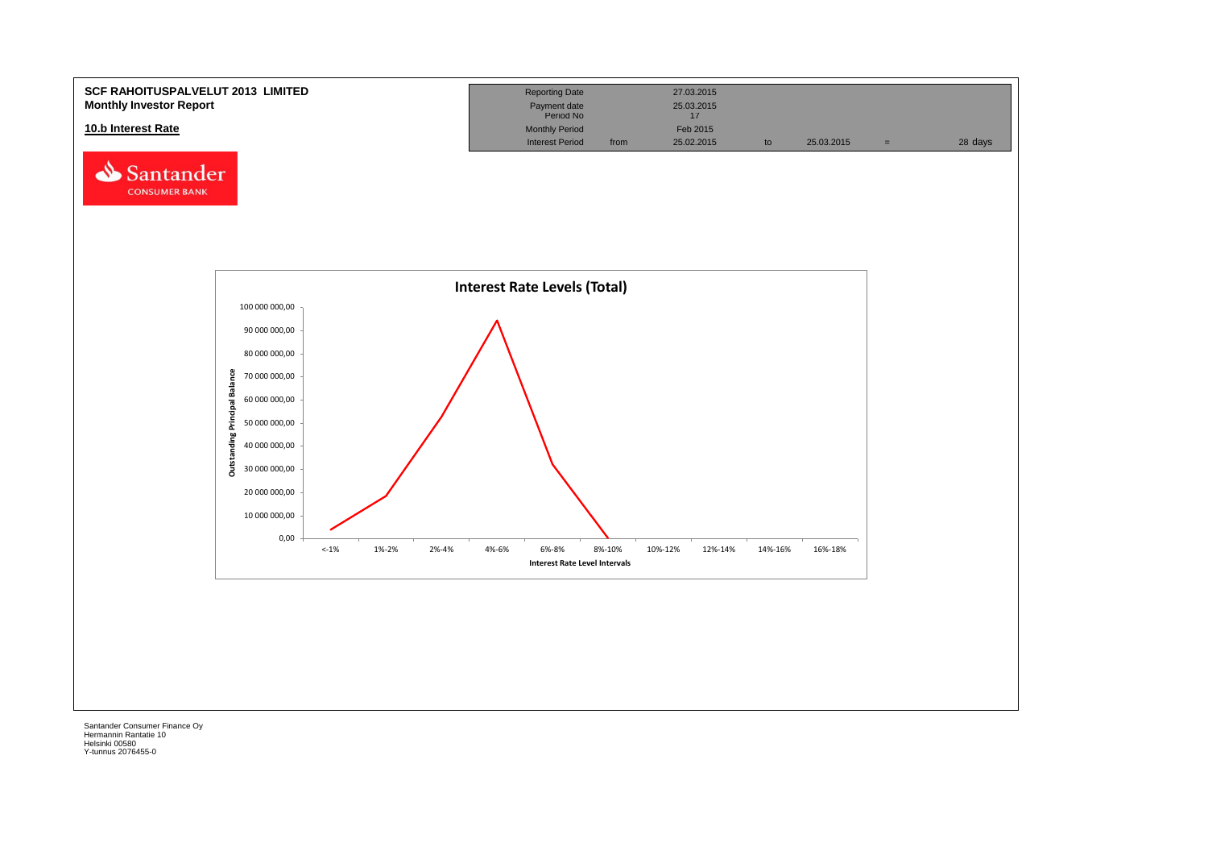**SCF RAHOITUSPALVELUT 2013 LIMITED**
**Monthly Investor Report**

**10.b Interest Rate**

| Reporting Date | | 27.03.2015 | | | | |
|---|---|---|---|---|---|---|
| Payment date | | 25.03.2015 | | | | |
| Period No | | 17 | | | | |
| Monthly Period | | Feb 2015 | | | | |
| Interest Period | from | 25.02.2015 | to | 25.03.2015 | = | 28 days |

**Interest Rate Levels (Total)**

Outstanding Principal Balance

100 000 000,00
90 000 000,00
80 000 000,00
70 000 000,00
60 000 000,00
50 000 000,00
40 000 000,00
30 000 000,00
20 000 000,00
10 000 000,00
0,00

<-1% | 1%-2% | 2%-4% | 4%-6% | 6%-8% | 8%-10% | 10%-12% | 12%-14% | 14%-16% | 16%-18%

Interest Rate Level Intervals

Santander Consumer Finance Oy
Hermannin Rantatie 10
Helsinki 00580
Y-tunnus 2076455-0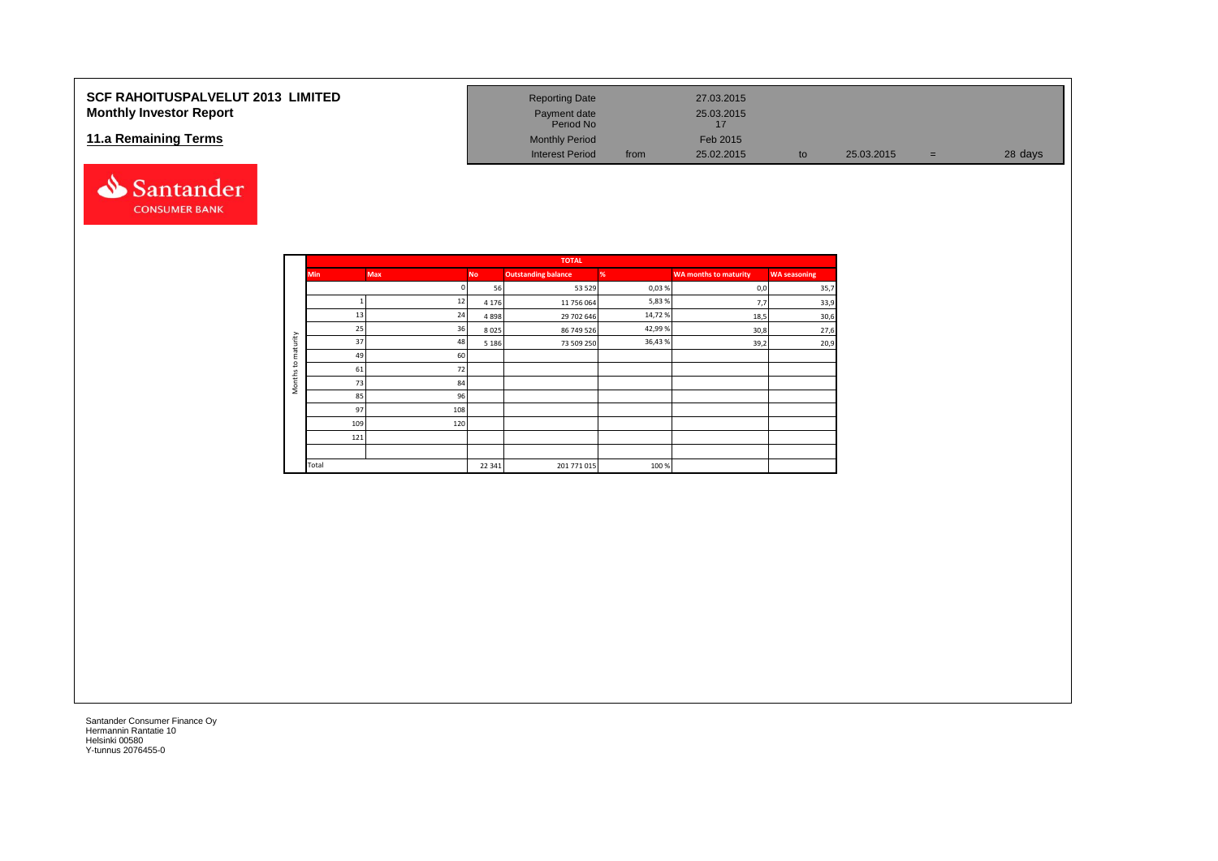# SCF RAHOITUSPALVELUT 2013 LIMITED
## Monthly Investor Report

## 11.a Remaining Terms

| | | | | | | |
|---|---|---|---|---|---|---|
| Reporting Date | | 27.03.2015 | | | | |
| Payment date | | 25.03.2015 | | | | |
| Period No | | 17 | | | | |
| Monthly Period | | Feb 2015 | | | | |
| Interest Period | from | 25.02.2015 | to | 25.03.2015 | = | 28 days |

| | TOTAL | | | | | | |
|---|---|---|---|---|---|---|---|
| | Min | Max | No | Outstanding balance | % | WA months to maturity | WA seasoning |
| Months to maturity | | 0 | 56 | 53 529 | 0,03 % | 0,0 | 35,7 |
| | 1 | 12 | 4 176 | 11 756 064 | 5,83 % | 7,7 | 33,9 |
| | 13 | 24 | 4 898 | 29 702 646 | 14,72 % | 18,5 | 30,6 |
| | 25 | 36 | 8 025 | 86 749 526 | 42,99 % | 30,8 | 27,6 |
| | 37 | 48 | 5 186 | 73 509 250 | 36,43 % | 39,2 | 20,9 |
| | 49 | 60 | | | | | |
| | 61 | 72 | | | | | |
| | 73 | 84 | | | | | |
| | 85 | 96 | | | | | |
| | 97 | 108 | | | | | |
| | 109 | 120 | | | | | |
| | 121 | | | | | | |
| | | | | | | | |
| | Total | | 22 341 | 201 771 015 | 100 % | | |

Santander Consumer Finance Oy
Hermannin Rantatie 10
Helsinki 00580
Y-tunnus 2076455-0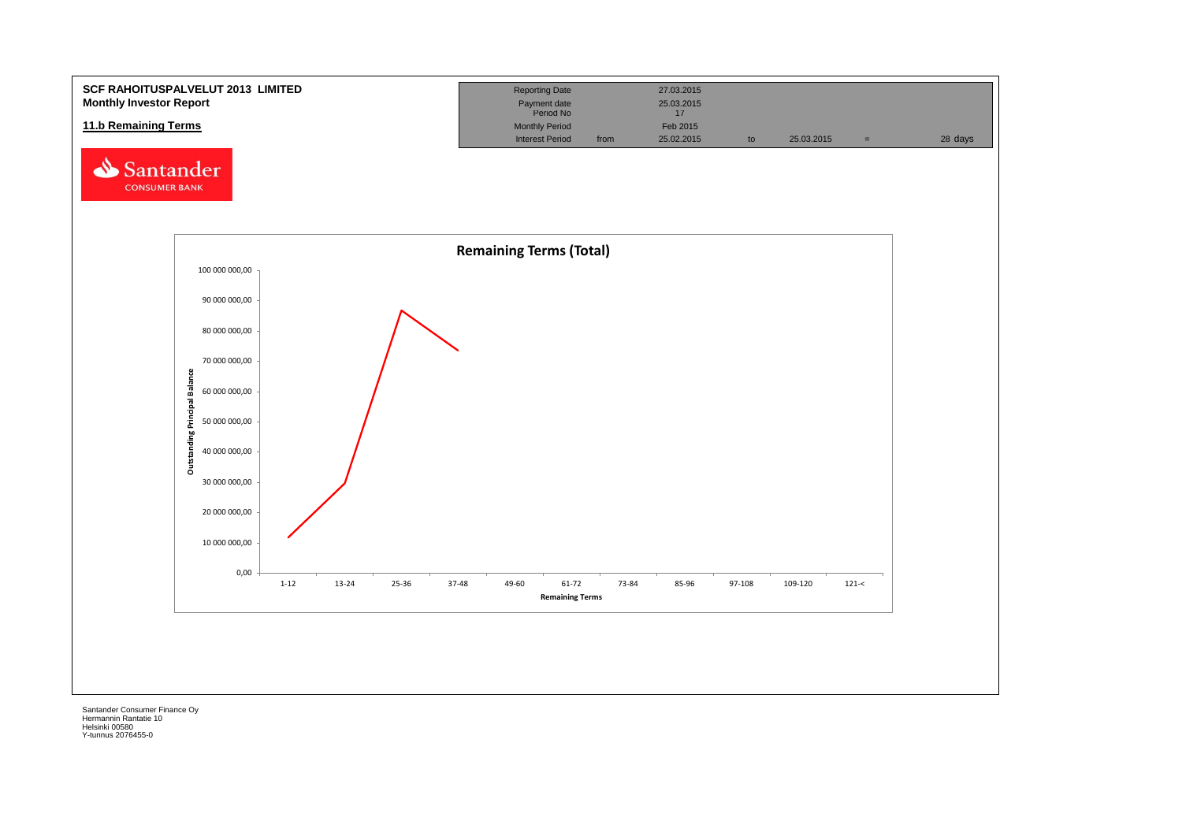**SCF RAHOITUSPALVELUT 2013 LIMITED**
**Monthly Investor Report**

## 11.b Remaining Terms

| | | | | | | |
|---|---|---|---|---|---|---|
| Reporting Date | | 27.03.2015 | | | | |
| Payment date | | 25.03.2015 | | | | |
| Period No | | 17 | | | | |
| Monthly Period | | Feb 2015 | | | | |
| Interest Period | from | 25.02.2015 | to | 25.03.2015 | = | 28 days |

**Remaining Terms (Total)**

Outstanding Principal Balance

100 000 000,00
90 000 000,00
80 000 000,00
70 000 000,00
60 000 000,00
50 000 000,00
40 000 000,00
30 000 000,00
20 000 000,00
10 000 000,00
0,00

1-12 | 13-24 | 25-36 | 37-48 | 49-60 | 61-72 | 73-84 | 85-96 | 97-108 | 109-120 | 121-<

Remaining Terms

Santander Consumer Finance Oy
Hermannin Rantatie 10
Helsinki 00580
Y-tunnus 2076455-0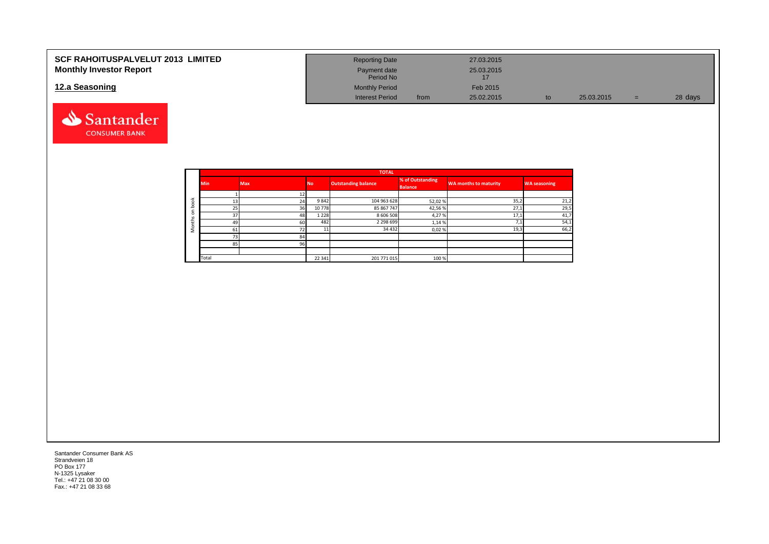# SCF RAHOITUSPALVELUT 2013 LIMITED
## Monthly Investor Report

## 12.a Seasoning

| | | | | | |
|---|---|---|---|---|---|
| Reporting Date | | 27.03.2015 | | | |
| Payment date | | 25.03.2015 | | | |
| Period No | | 17 | | | |
| Monthly Period | | Feb 2015 | | | |
| Interest Period | from | 25.02.2015 | to | 25.03.2015 | = 28 days |

| | TOTAL | | | | | | |
|---|---|---|---|---|---|---|---|
| | Min | Max | No | Outstanding balance | % of Outstanding Balance | WA months to maturity | WA seasoning |
| Months on book | 1 | 12 | | | | | |
| | 13 | 24 | 9 842 | 104 963 628 | 52,02 % | 35,2 | 21,2 |
| | 25 | 36 | 10 778 | 85 867 747 | 42,56 % | 27,1 | 29,5 |
| | 37 | 48 | 1 228 | 8 606 508 | 4,27 % | 17,1 | 41,7 |
| | 49 | 60 | 482 | 2 298 699 | 1,14 % | 7,1 | 54,1 |
| | 61 | 72 | 11 | 34 432 | 0,02 % | 19,3 | 66,2 |
| | 73 | 84 | | | | | |
| | 85 | 96 | | | | | |
| | | | | | | | |
| | Total | | 22 341 | 201 771 015 | 100 % | | |

Santander Consumer Bank AS
Strandveien 18
PO Box 177
N-1325 Lysaker
Tel.: +47 21 08 30 00
Fax.: +47 21 08 33 68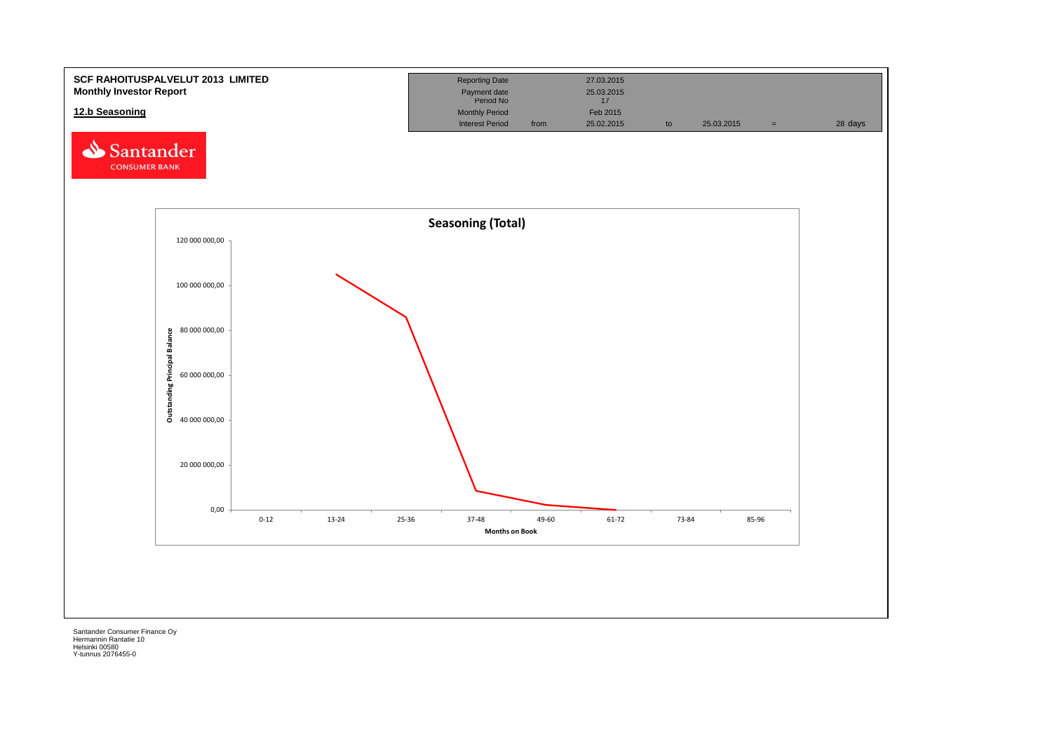**SCF RAHOITUSPALVELUT 2013 LIMITED**
**Monthly Investor Report**

## 12.b Seasoning

| | | | | | | |
|---|---|---|---|---|---|---|
| Reporting Date | | 27.03.2015 | | | | |
| Payment date | | 25.03.2015 | | | | |
| Period No | | 17 | | | | |
| Monthly Period | | Feb 2015 | | | | |
| Interest Period | from | 25.02.2015 | to | 25.03.2015 | = | 28 days |

**Seasoning (Total)**

Outstanding Principal Balance: 0,00; 20 000 000,00; 40 000 000,00; 60 000 000,00; 80 000 000,00; 100 000 000,00; 120 000 000,00

Months on Book: 0-12; 13-24; 25-36; 37-48; 49-60; 61-72; 73-84; 85-96

Santander Consumer Finance Oy
Hermannin Rantatie 10
Helsinki 00580
Y-tunnus 2076455-0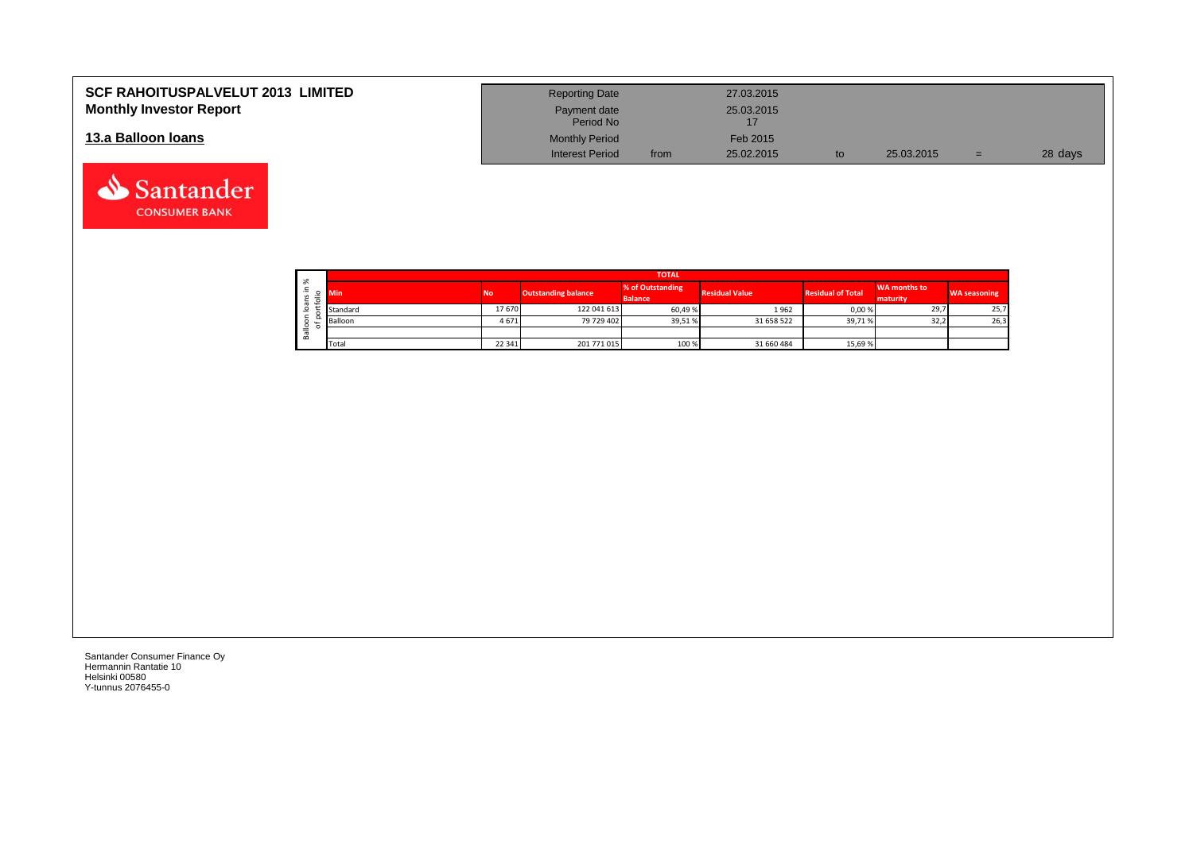# SCF RAHOITUSPALVELUT 2013 LIMITED

## Monthly Investor Report

| Reporting Date | | 27.03.2015 | | | | |
|---|---|---|---|---|---|---|
| Payment date | | 25.03.2015 | | | | |
| Period No | | 17 | | | | |
| Monthly Period | | Feb 2015 | | | | |
| Interest Period | from | 25.02.2015 | to | 25.03.2015 | = | 28 days |

## 13.a Balloon loans

Balloon loans in % of portfolio

| TOTAL | | | | | | | |
|---|---|---|---|---|---|---|---|
| Min | No | Outstanding balance | % of Outstanding Balance | Residual Value | Residual of Total | WA months to maturity | WA seasoning |
| Standard | 17 670 | 122 041 613 | 60,49 % | 1 962 | 0,00 % | 29,7 | 25,7 |
| Balloon | 4 671 | 79 729 402 | 39,51 % | 31 658 522 | 39,71 % | 32,2 | 26,3 |
| | | | | | | | |
| Total | 22 341 | 201 771 015 | 100 % | 31 660 484 | 15,69 % | | |

Santander Consumer Finance Oy
Hermannin Rantatie 10
Helsinki 00580
Y-tunnus 2076455-0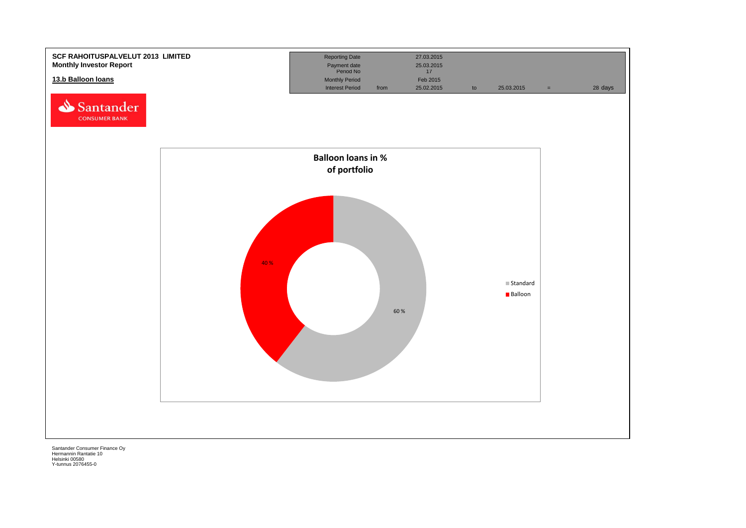**SCF RAHOITUSPALVELUT 2013 LIMITED**
**Monthly Investor Report**

## 13.b Balloon loans

| Reporting Date | | 27.03.2015 | | | | |
|---|---|---|---|---|---|---|
| Payment date | | 25.03.2015 | | | | |
| Period No | | 17 | | | | |
| Monthly Period | | Feb 2015 | | | | |
| Interest Period | from | 25.02.2015 | to | 25.03.2015 | = | 28 days |

**Balloon loans in % of portfolio**

| | % |
|---|---|
| Standard | 60 % |
| Balloon | 40 % |

Santander Consumer Finance Oy
Hermannin Rantatie 10
Helsinki 00580
Y-tunnus 2076455-0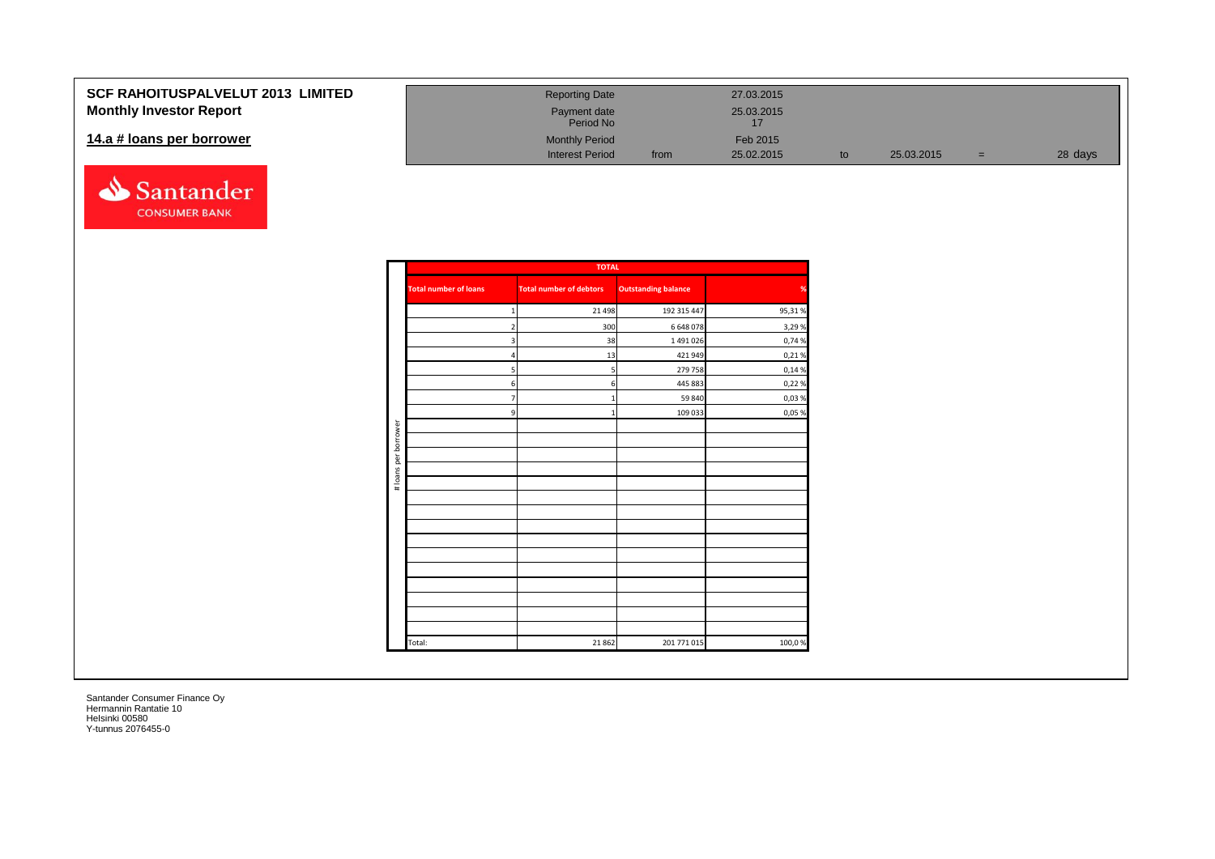**SCF RAHOITUSPALVELUT 2013 LIMITED**
**Monthly Investor Report**

## 14.a # loans per borrower

| | | | | | | |
|---|---|---|---|---|---|---|
| Reporting Date | | 27.03.2015 | | | | |
| Payment date | | 25.03.2015 | | | | |
| Period No | | 17 | | | | |
| Monthly Period | | Feb 2015 | | | | |
| Interest Period | from | 25.02.2015 | to | 25.03.2015 | = | 28 days |

**# loans per borrower**

| TOTAL | | | |
|---|---|---|---|
| Total number of loans | Total number of debtors | Outstanding balance | % |
| 1 | 21 498 | 192 315 447 | 95,31 % |
| 2 | 300 | 6 648 078 | 3,29 % |
| 3 | 38 | 1 491 026 | 0,74 % |
| 4 | 13 | 421 949 | 0,21 % |
| 5 | 5 | 279 758 | 0,14 % |
| 6 | 6 | 445 883 | 0,22 % |
| 7 | 1 | 59 840 | 0,03 % |
| 9 | 1 | 109 033 | 0,05 % |
| Total: | 21 862 | 201 771 015 | 100,0 % |

Santander Consumer Finance Oy
Hermannin Rantatie 10
Helsinki 00580
Y-tunnus 2076455-0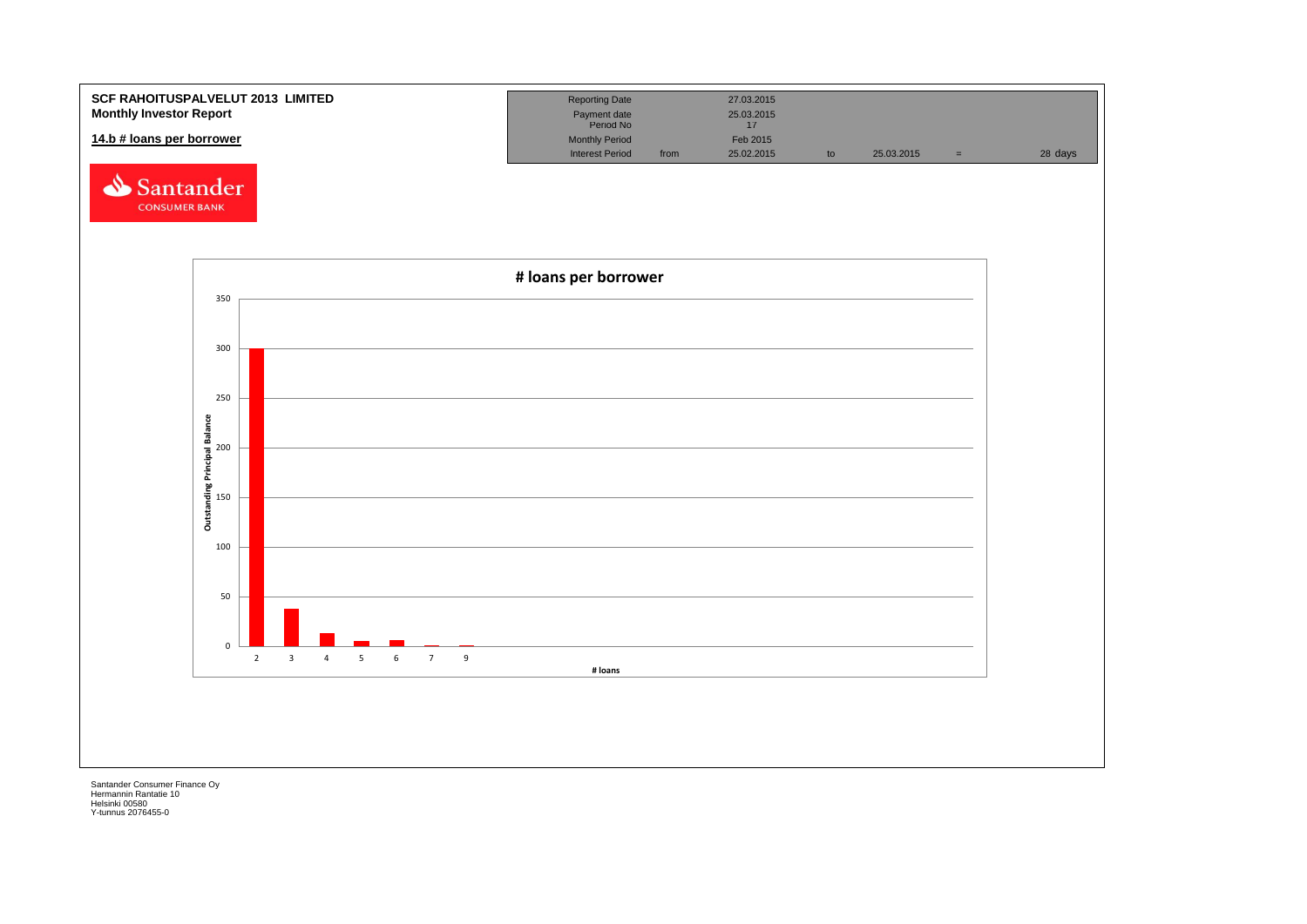**SCF RAHOITUSPALVELUT 2013 LIMITED**
**Monthly Investor Report**

## 14.b # loans per borrower

| Reporting Date | | 27.03.2015 | | | | |
|---|---|---|---|---|---|---|
| Payment date | | 25.03.2015 | | | | |
| Period No | | 17 | | | | |
| Monthly Period | | Feb 2015 | | | | |
| Interest Period | from | 25.02.2015 | to | 25.03.2015 | = | 28 days |

# loans per borrower

Outstanding Principal Balance

# loans

Santander Consumer Finance Oy
Hermannin Rantatie 10
Helsinki 00580
Y-tunnus 2076455-0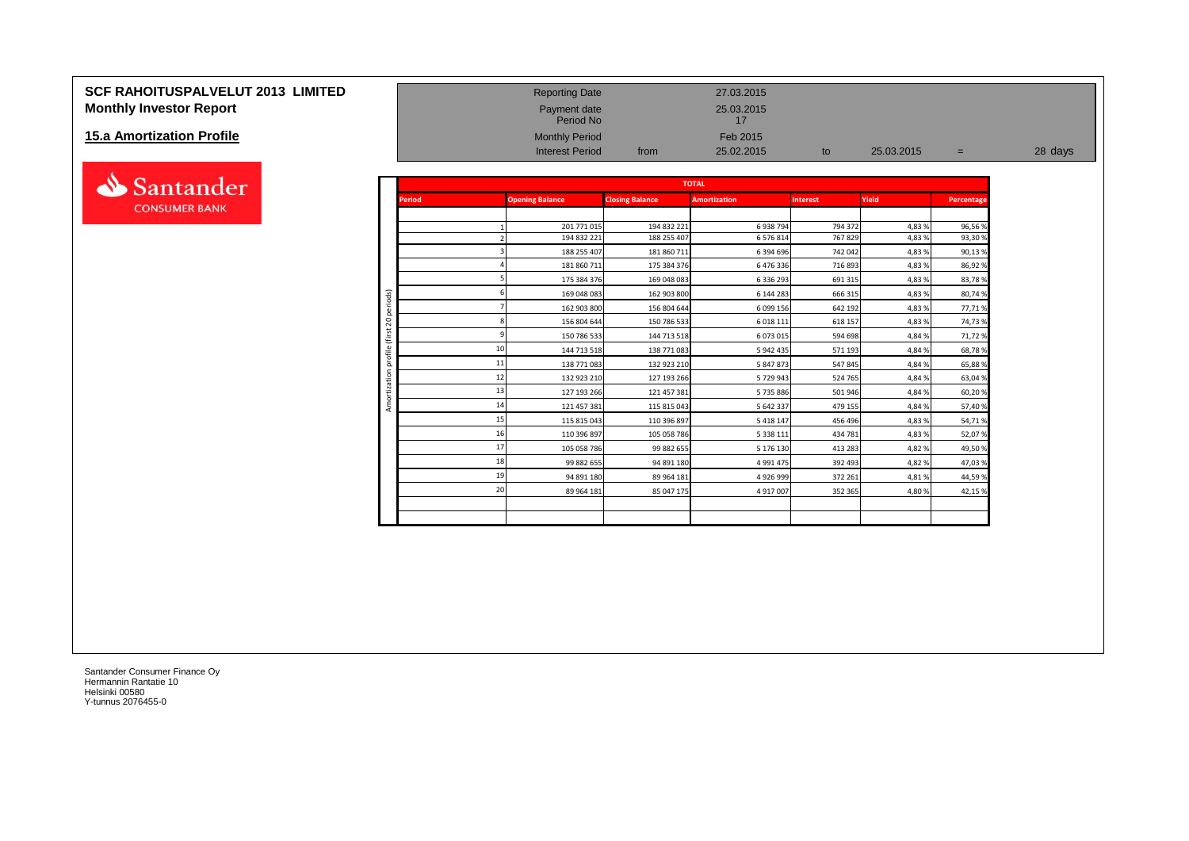# SCF RAHOITUSPALVELUT 2013 LIMITED
## Monthly Investor Report

## 15.a Amortization Profile

| | | | | | |
|---|---|---|---|---|---|
| Reporting Date | | 27.03.2015 | | | |
| Payment date | | 25.03.2015 | | | |
| Period No | | 17 | | | |
| Monthly Period | | Feb 2015 | | | |
| Interest Period | from | 25.02.2015 | to | 25.03.2015 | = 28 days |

Amortization profile (first 20 periods)

| TOTAL | | | | | | |
|---|---|---|---|---|---|---|
| Period | Opening Balance | Closing Balance | Amortization | Interest | Yield | Percentage |
| 1 | 201 771 015 | 194 832 221 | 6 938 794 | 794 372 | 4,83 % | 96,56 % |
| 2 | 194 832 221 | 188 255 407 | 6 576 814 | 767 829 | 4,83 % | 93,30 % |
| 3 | 188 255 407 | 181 860 711 | 6 394 696 | 742 042 | 4,83 % | 90,13 % |
| 4 | 181 860 711 | 175 384 376 | 6 476 336 | 716 893 | 4,83 % | 86,92 % |
| 5 | 175 384 376 | 169 048 083 | 6 336 293 | 691 315 | 4,83 % | 83,78 % |
| 6 | 169 048 083 | 162 903 800 | 6 144 283 | 666 315 | 4,83 % | 80,74 % |
| 7 | 162 903 800 | 156 804 644 | 6 099 156 | 642 192 | 4,83 % | 77,71 % |
| 8 | 156 804 644 | 150 786 533 | 6 018 111 | 618 157 | 4,83 % | 74,73 % |
| 9 | 150 786 533 | 144 713 518 | 6 073 015 | 594 698 | 4,84 % | 71,72 % |
| 10 | 144 713 518 | 138 771 083 | 5 942 435 | 571 193 | 4,84 % | 68,78 % |
| 11 | 138 771 083 | 132 923 210 | 5 847 873 | 547 845 | 4,84 % | 65,88 % |
| 12 | 132 923 210 | 127 193 266 | 5 729 943 | 524 765 | 4,84 % | 63,04 % |
| 13 | 127 193 266 | 121 457 381 | 5 735 886 | 501 946 | 4,84 % | 60,20 % |
| 14 | 121 457 381 | 115 815 043 | 5 642 337 | 479 155 | 4,84 % | 57,40 % |
| 15 | 115 815 043 | 110 396 897 | 5 418 147 | 456 496 | 4,83 % | 54,71 % |
| 16 | 110 396 897 | 105 058 786 | 5 338 111 | 434 781 | 4,83 % | 52,07 % |
| 17 | 105 058 786 | 99 882 655 | 5 176 130 | 413 283 | 4,82 % | 49,50 % |
| 18 | 99 882 655 | 94 891 180 | 4 991 475 | 392 493 | 4,82 % | 47,03 % |
| 19 | 94 891 180 | 89 964 181 | 4 926 999 | 372 261 | 4,81 % | 44,59 % |
| 20 | 89 964 181 | 85 047 175 | 4 917 007 | 352 365 | 4,80 % | 42,15 % |

Santander Consumer Finance Oy
Hermannin Rantatie 10
Helsinki 00580
Y-tunnus 2076455-0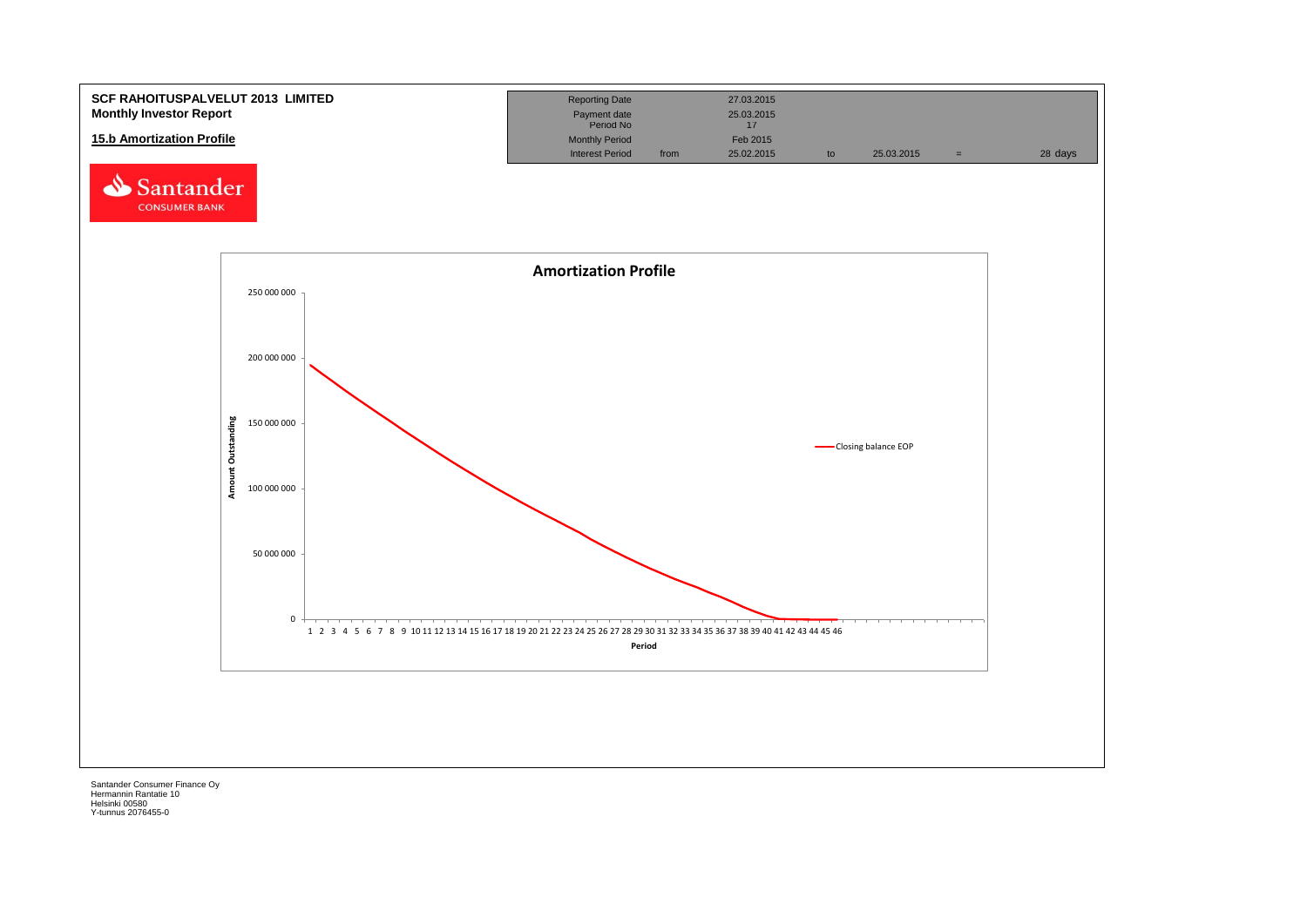**SCF RAHOITUSPALVELUT 2013 LIMITED**
**Monthly Investor Report**

| Reporting Date | | 27.03.2015 | | | | |
|---|---|---|---|---|---|---|
| Payment date | | 25.03.2015 | | | | |
| Period No | | 17 | | | | |
| Monthly Period | | Feb 2015 | | | | |
| Interest Period | from | 25.02.2015 | to | 25.03.2015 | = | 28 days |

## 15.b Amortization Profile

Amortization Profile

Amount Outstanding: 0; 50 000 000; 100 000 000; 150 000 000; 200 000 000; 250 000 000

Period: 1 2 3 4 5 6 7 8 9 10 11 12 13 14 15 16 17 18 19 20 21 22 23 24 25 26 27 28 29 30 31 32 33 34 35 36 37 38 39 40 41 42 43 44 45 46

Closing balance EOP

Santander Consumer Finance Oy
Hermannin Rantatie 10
Helsinki 00580
Y-tunnus 2076455-0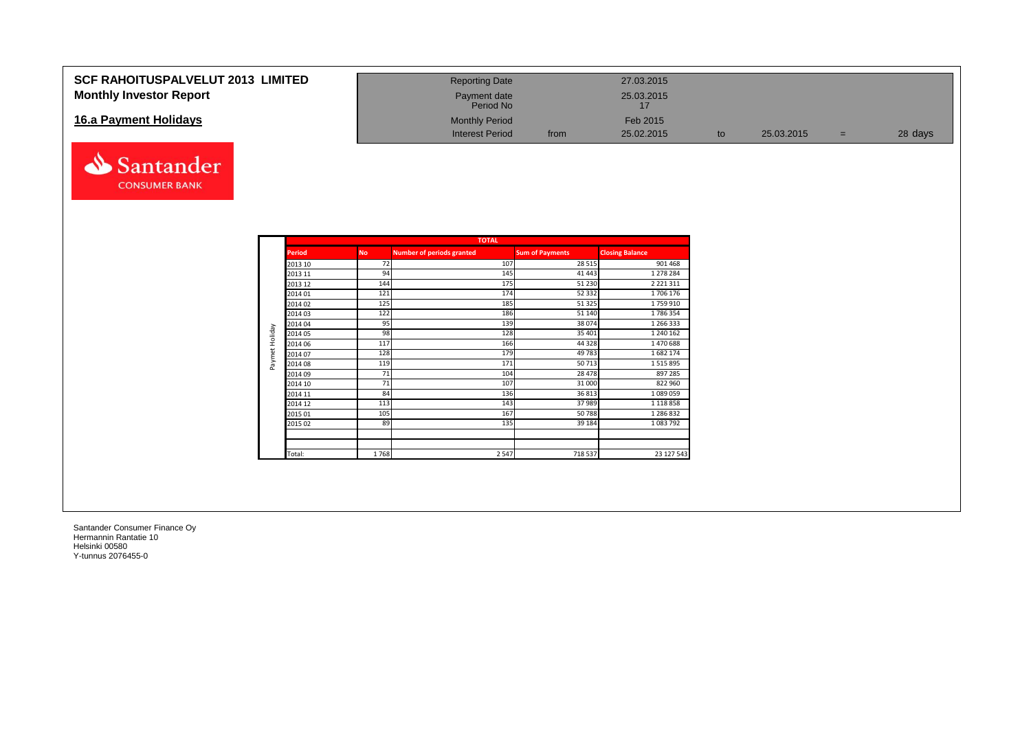# SCF RAHOITUSPALVELUT 2013 LIMITED
## Monthly Investor Report

### 16.a Payment Holidays

| | | | | | | |
|---|---|---|---|---|---|---|
| Reporting Date | | 27.03.2015 | | | | |
| Payment date Period No | | 25.03.2015 17 | | | | |
| Monthly Period | | Feb 2015 | | | | |
| Interest Period | from | 25.02.2015 | to | 25.03.2015 | = | 28 days |

Santander CONSUMER BANK

**TOTAL** (Paymet Holiday)

| Period | No | Number of periods granted | Sum of Payments | Closing Balance |
|---|---|---|---|---|
| 2013 10 | 72 | 107 | 28 515 | 901 468 |
| 2013 11 | 94 | 145 | 41 443 | 1 278 284 |
| 2013 12 | 144 | 175 | 51 230 | 2 221 311 |
| 2014 01 | 121 | 174 | 52 332 | 1 706 176 |
| 2014 02 | 125 | 185 | 51 325 | 1 759 910 |
| 2014 03 | 122 | 186 | 51 140 | 1 786 354 |
| 2014 04 | 95 | 139 | 38 074 | 1 266 333 |
| 2014 05 | 98 | 128 | 35 401 | 1 240 162 |
| 2014 06 | 117 | 166 | 44 328 | 1 470 688 |
| 2014 07 | 128 | 179 | 49 783 | 1 682 174 |
| 2014 08 | 119 | 171 | 50 713 | 1 515 895 |
| 2014 09 | 71 | 104 | 28 478 | 897 285 |
| 2014 10 | 71 | 107 | 31 000 | 822 960 |
| 2014 11 | 84 | 136 | 36 813 | 1 089 059 |
| 2014 12 | 113 | 143 | 37 989 | 1 118 858 |
| 2015 01 | 105 | 167 | 50 788 | 1 286 832 |
| 2015 02 | 89 | 135 | 39 184 | 1 083 792 |
| | | | | |
| Total: | 1 768 | 2 547 | 718 537 | 23 127 543 |

Santander Consumer Finance Oy
Hermannin Rantatie 10
Helsinki 00580
Y-tunnus 2076455-0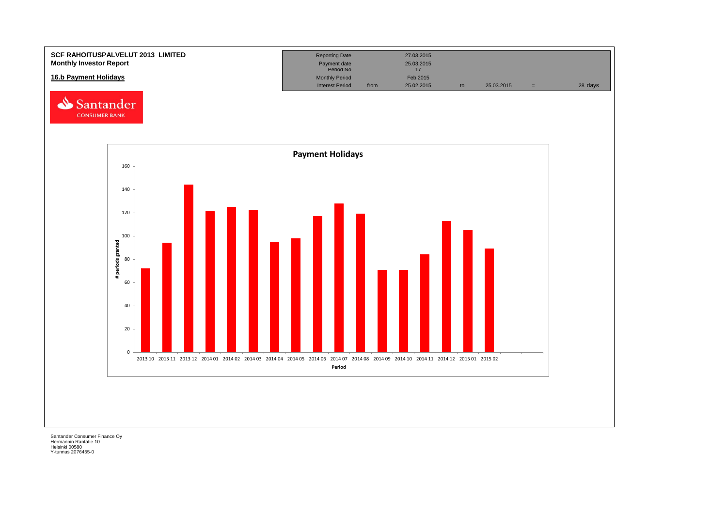**SCF RAHOITUSPALVELUT 2013 LIMITED**
**Monthly Investor Report**

**16.b Payment Holidays**

| Reporting Date | | 27.03.2015 | | | | |
|---|---|---|---|---|---|---|
| Payment date | | 25.03.2015 | | | | |
| Period No | | 17 | | | | |
| Monthly Period | | Feb 2015 | | | | |
| Interest Period | from | 25.02.2015 | to | 25.03.2015 | = | 28 days |

**Payment Holidays**

| Period | # periods granted (approx.) |
|---|---|
| 2013 10 | 72 |
| 2013 11 | 94 |
| 2013 12 | 144 |
| 2014 01 | 121 |
| 2014 02 | 125 |
| 2014 03 | 122 |
| 2014 04 | 95 |
| 2014 05 | 98 |
| 2014 06 | 117 |
| 2014 07 | 128 |
| 2014 08 | 119 |
| 2014 09 | 71 |
| 2014 10 | 71 |
| 2014 11 | 84 |
| 2014 12 | 113 |
| 2015 01 | 105 |
| 2015 02 | 89 |

Santander Consumer Finance Oy
Hermannin Rantatie 10
Helsinki 00580
Y-tunnus 2076455-0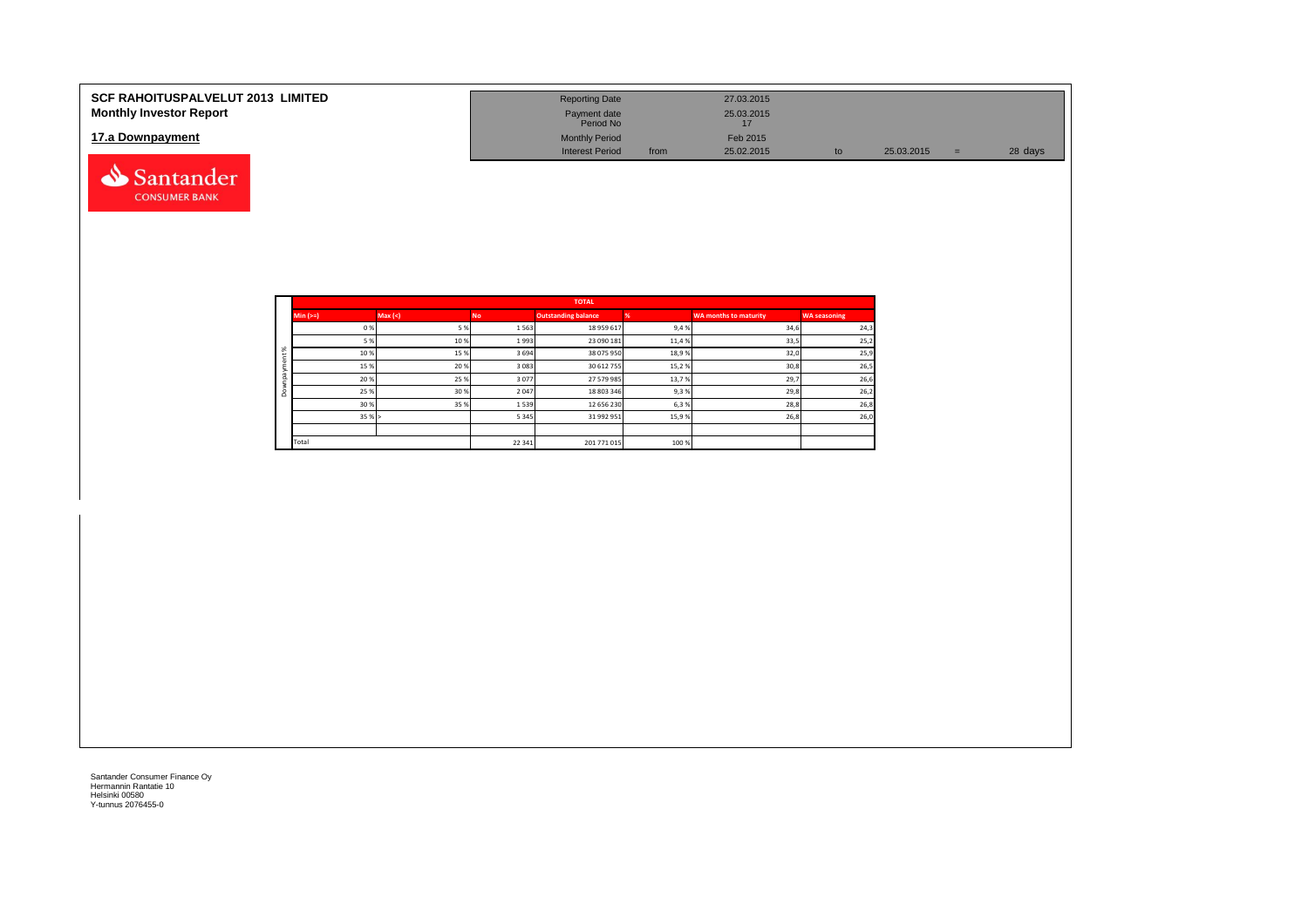**SCF RAHOITUSPALVELUT 2013 LIMITED**
**Monthly Investor Report**

## 17.a Downpayment

| Reporting Date | | 27.03.2015 | | | | |
|---|---|---|---|---|---|---|
| Payment date | | 25.03.2015 | | | | |
| Period No | | 17 | | | | |
| Monthly Period | | Feb 2015 | | | | |
| Interest Period | from | 25.02.2015 | to | 25.03.2015 | = | 28 days |

| | TOTAL | | | | | | |
|---|---|---|---|---|---|---|---|
| | Min (>=) | Max (<) | No | Outstanding balance | % | WA months to maturity | WA seasoning |
| Downpayment % | 0 % | 5 % | 1 563 | 18 959 617 | 9,4 % | 34,6 | 24,3 |
| | 5 % | 10 % | 1 993 | 23 090 181 | 11,4 % | 33,5 | 25,2 |
| | 10 % | 15 % | 3 694 | 38 075 950 | 18,9 % | 32,0 | 25,9 |
| | 15 % | 20 % | 3 083 | 30 612 755 | 15,2 % | 30,8 | 26,5 |
| | 20 % | 25 % | 3 077 | 27 579 985 | 13,7 % | 29,7 | 26,6 |
| | 25 % | 30 % | 2 047 | 18 803 346 | 9,3 % | 29,8 | 26,2 |
| | 30 % | 35 % | 1 539 | 12 656 230 | 6,3 % | 28,8 | 26,8 |
| | 35 % | > | 5 345 | 31 992 951 | 15,9 % | 26,8 | 26,0 |
| | | | | | | | |
| | Total | | 22 341 | 201 771 015 | 100 % | | |

Santander Consumer Finance Oy
Hermannin Rantatie 10
Helsinki 00580
Y-tunnus 2076455-0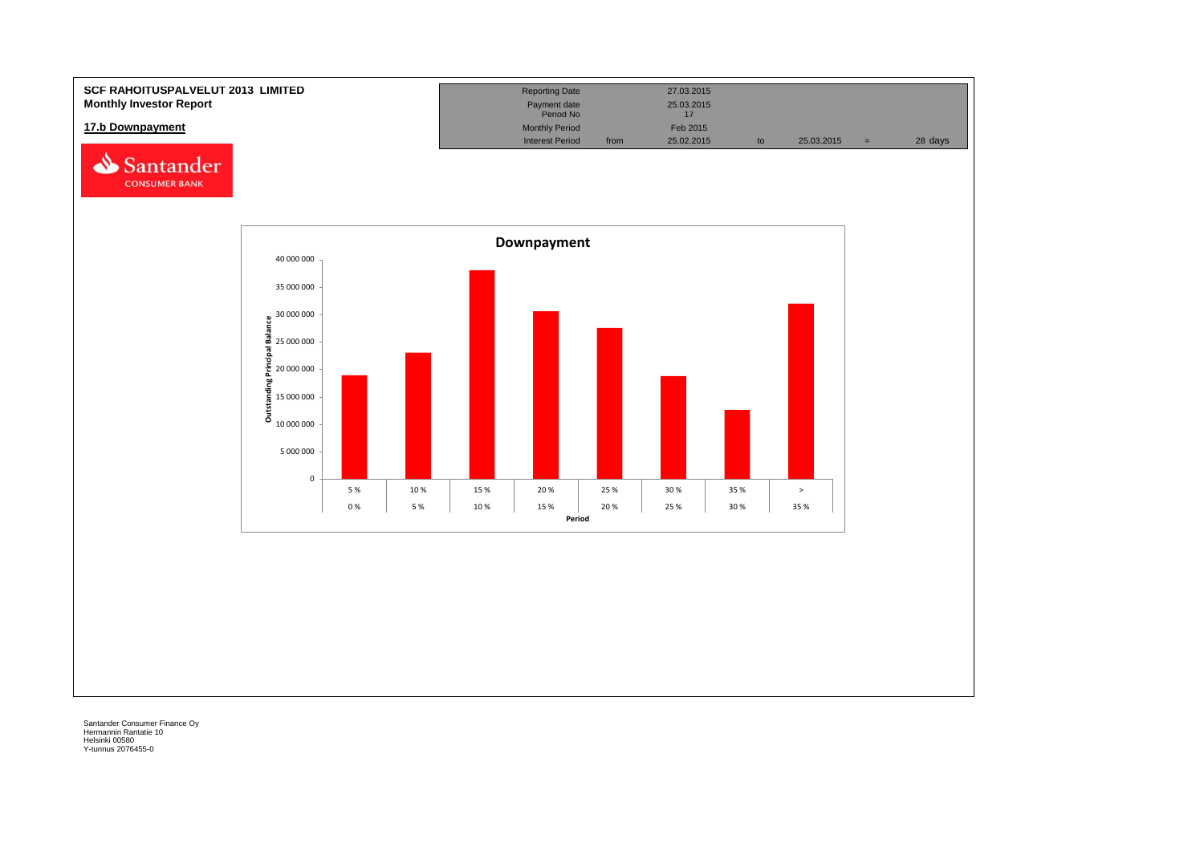**SCF RAHOITUSPALVELUT 2013 LIMITED**
**Monthly Investor Report**

## 17.b Downpayment

| Reporting Date | | 27.03.2015 | | | | |
|---|---|---|---|---|---|---|
| Payment date | | 25.03.2015 | | | | |
| Period No | | 17 | | | | |
| Monthly Period | | Feb 2015 | | | | |
| Interest Period | from | 25.02.2015 | to | 25.03.2015 | = | 28 days |

**Downpayment**

Outstanding Principal Balance

| Period (from) | Period (to) |
|---|---|
| 0 % | 5 % |
| 5 % | 10 % |
| 10 % | 15 % |
| 15 % | 20 % |
| 20 % | 25 % |
| 25 % | 30 % |
| 30 % | 35 % |
| 35 % | > |

Santander Consumer Finance Oy
Hermannin Rantatie 10
Helsinki 00580
Y-tunnus 2076455-0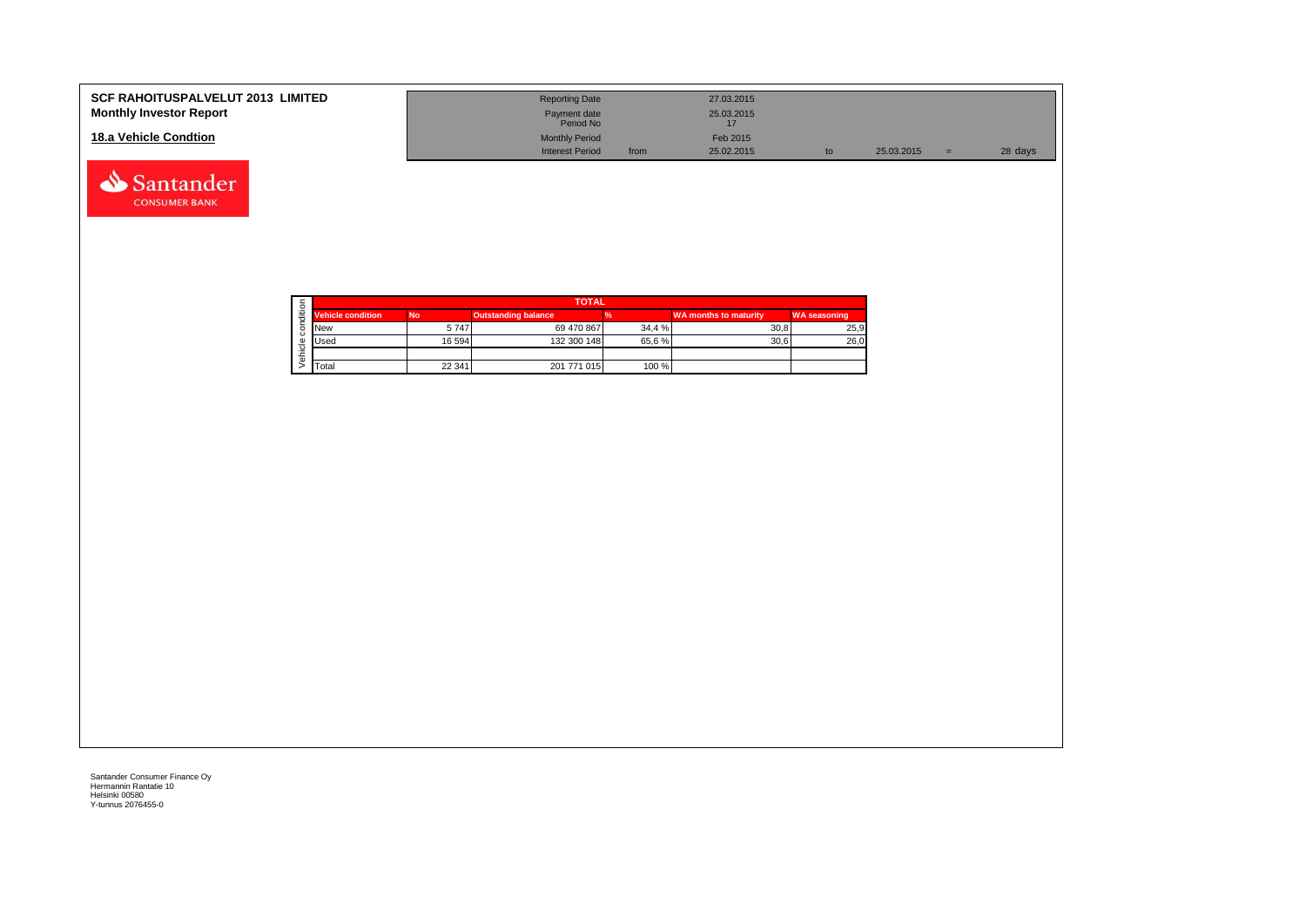**SCF RAHOITUSPALVELUT 2013 LIMITED**
**Monthly Investor Report**

## 18.a Vehicle Condtion

| | | | | | |
|---|---|---|---|---|---|
| Reporting Date | | 27.03.2015 | | | |
| Payment date | | 25.03.2015 | | | |
| Period No | | 17 | | | |
| Monthly Period | | Feb 2015 | | | |
| Interest Period | from | 25.02.2015 | to | 25.03.2015 = | 28 days |

| Vehicle condition | TOTAL | | | | |
|---|---|---|---|---|---|
| Vehicle condition | No | Outstanding balance | % | WA months to maturity | WA seasoning |
| New | 5 747 | 69 470 867 | 34,4 % | 30,8 | 25,9 |
| Used | 16 594 | 132 300 148 | 65,6 % | 30,6 | 26,0 |
| | | | | | |
| Total | 22 341 | 201 771 015 | 100 % | | |

Santander Consumer Finance Oy
Hermannin Rantatie 10
Helsinki 00580
Y-tunnus 2076455-0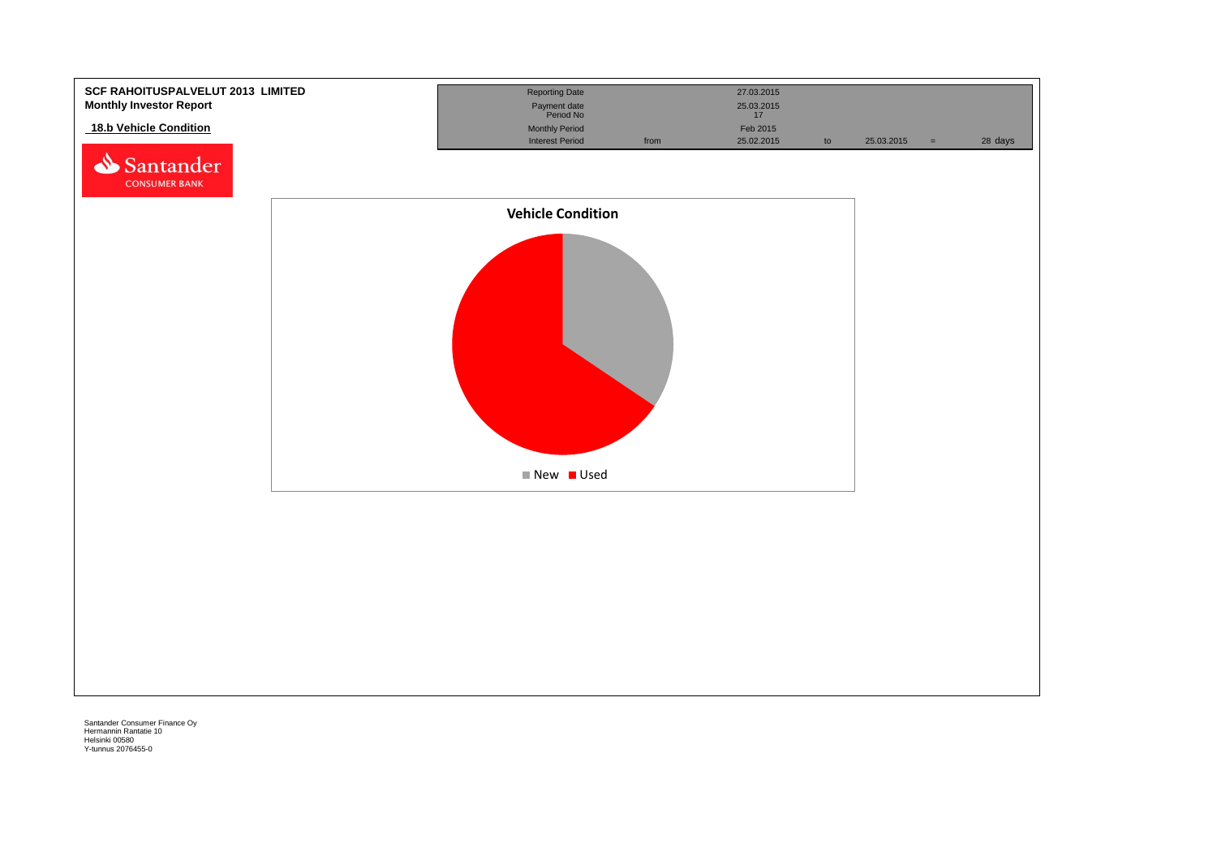**SCF RAHOITUSPALVELUT 2013 LIMITED**
**Monthly Investor Report**

## 18.b Vehicle Condition

| Reporting Date | | 27.03.2015 | | | | |
|---|---|---|---|---|---|---|
| Payment date | | 25.03.2015 | | | | |
| Period No | | 17 | | | | |
| Monthly Period | | Feb 2015 | | | | |
| Interest Period | from | 25.02.2015 | to | 25.03.2015 | = | 28 days |

**Vehicle Condition**

New | Used

Santander Consumer Finance Oy
Hermannin Rantatie 10
Helsinki 00580
Y-tunnus 2076455-0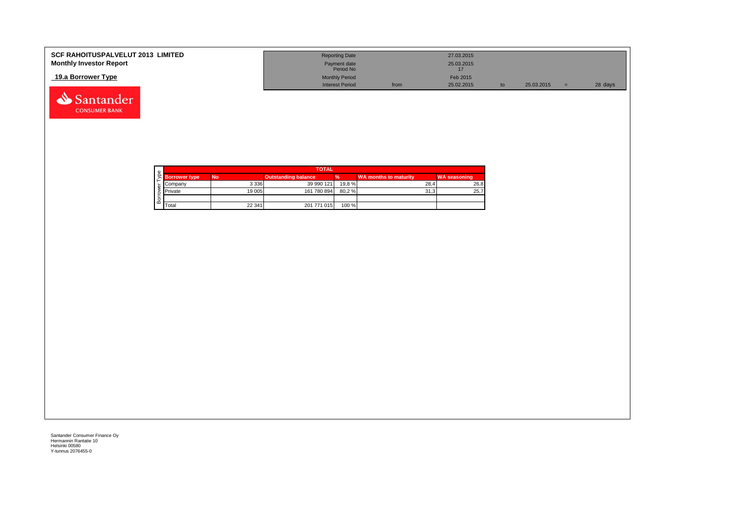**SCF RAHOITUSPALVELUT 2013 LIMITED**
**Monthly Investor Report**

**19.a Borrower Type**

| Reporting Date | | 27.03.2015 | | | | |
|---|---|---|---|---|---|---|
| Payment date | | 25.03.2015 | | | | |
| Period No | | 17 | | | | |
| Monthly Period | | Feb 2015 | | | | |
| Interest Period | from | 25.02.2015 | to | 25.03.2015 | = | 28 days |

| Borrower Type | TOTAL | | | | | |
|---|---|---|---|---|---|---|
| | **Borrower type** | **No** | **Outstanding balance** | **%** | **WA months to maturity** | **WA seasoning** |
| | Company | 3 336 | 39 990 121 | 19,8 % | 28,4 | 26,8 |
| | Private | 19 005 | 161 780 894 | 80,2 % | 31,3 | 25,7 |
| | | | | | | |
| | Total | 22 341 | 201 771 015 | 100 % | | |

Santander Consumer Finance Oy
Hermannin Rantatie 10
Helsinki 00580
Y-tunnus 2076455-0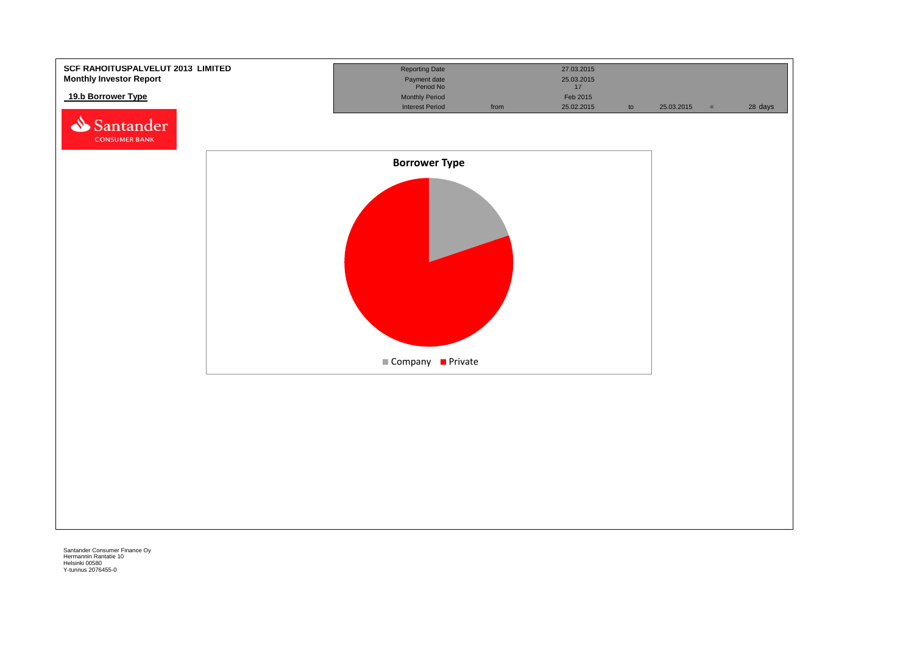**SCF RAHOITUSPALVELUT 2013 LIMITED**
**Monthly Investor Report**

**19.b Borrower Type**

| Reporting Date | | 27.03.2015 | | | | |
|---|---|---|---|---|---|---|
| Payment date | | 25.03.2015 | | | | |
| Period No | | 17 | | | | |
| Monthly Period | | Feb 2015 | | | | |
| Interest Period | from | 25.02.2015 | to | 25.03.2015 | = | 28 days |

**Borrower Type**

Company ■ Private

Santander Consumer Finance Oy
Hermannin Rantatie 10
Helsinki 00580
Y-tunnus 2076455-0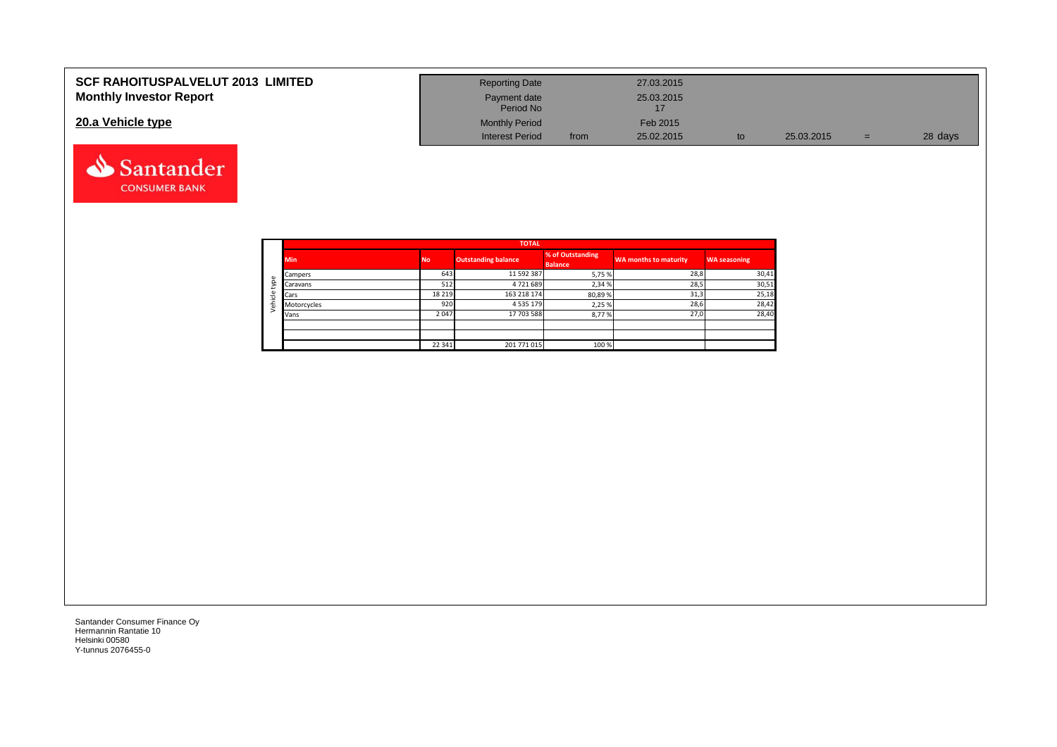# SCF RAHOITUSPALVELUT 2013 LIMITED
## Monthly Investor Report

## 20.a Vehicle type

| | | | | | | |
|---|---|---|---|---|---|---|
| Reporting Date | | 27.03.2015 | | | | |
| Payment date | | 25.03.2015 | | | | |
| Period No | | 17 | | | | |
| Monthly Period | | Feb 2015 | | | | |
| Interest Period | from | 25.02.2015 | to | 25.03.2015 | = | 28 days |

| | TOTAL | | | | | |
|---|---|---|---|---|---|---|
| | Min | No | Outstanding balance | % of Outstanding Balance | WA months to maturity | WA seasoning |
| Vehicle type | Campers | 643 | 11 592 387 | 5,75 % | 28,8 | 30,41 |
| | Caravans | 512 | 4 721 689 | 2,34 % | 28,5 | 30,51 |
| | Cars | 18 219 | 163 218 174 | 80,89 % | 31,3 | 25,18 |
| | Motorcycles | 920 | 4 535 179 | 2,25 % | 28,6 | 28,42 |
| | Vans | 2 047 | 17 703 588 | 8,77 % | 27,0 | 28,40 |
| | | | | | | |
| | | | | | | |
| | | 22 341 | 201 771 015 | 100 % | | |

Santander Consumer Finance Oy
Hermannin Rantatie 10
Helsinki 00580
Y-tunnus 2076455-0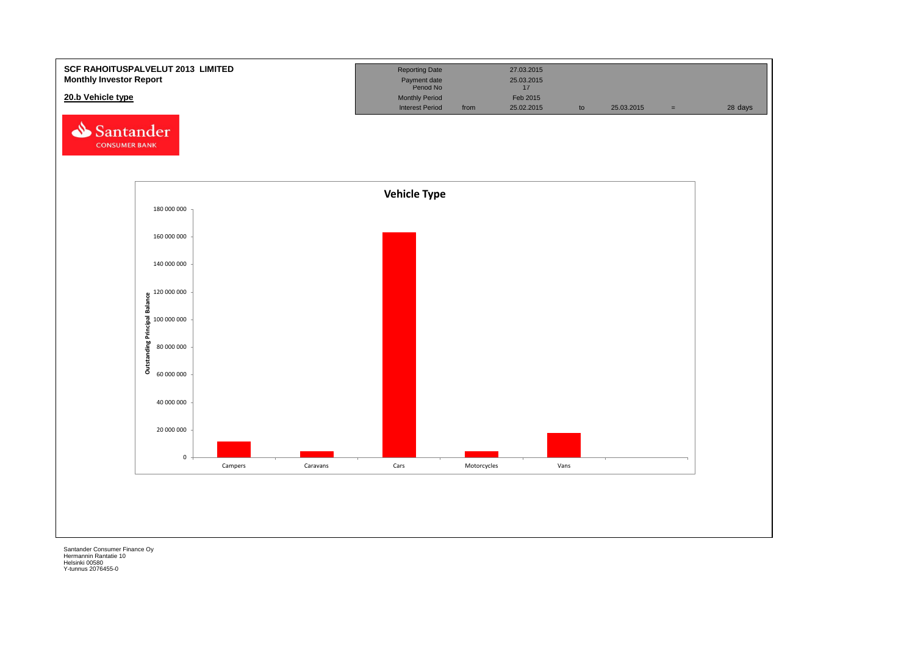**SCF RAHOITUSPALVELUT 2013 LIMITED**
**Monthly Investor Report**

**20.b Vehicle type**

| | | | | | | |
|---|---|---|---|---|---|---|
| Reporting Date | | 27.03.2015 | | | | |
| Payment date | | 25.03.2015 | | | | |
| Period No | | 17 | | | | |
| Monthly Period | | Feb 2015 | | | | |
| Interest Period | from | 25.02.2015 | to | 25.03.2015 | = | 28 days |

Santander CONSUMER BANK

**Vehicle Type**

Outstanding Principal Balance

180 000 000
160 000 000
140 000 000
120 000 000
100 000 000
80 000 000
60 000 000
40 000 000
20 000 000
0

Campers, Caravans, Cars, Motorcycles, Vans

Santander Consumer Finance Oy
Hermannin Rantatie 10
Helsinki 00580
Y-tunnus 2076455-0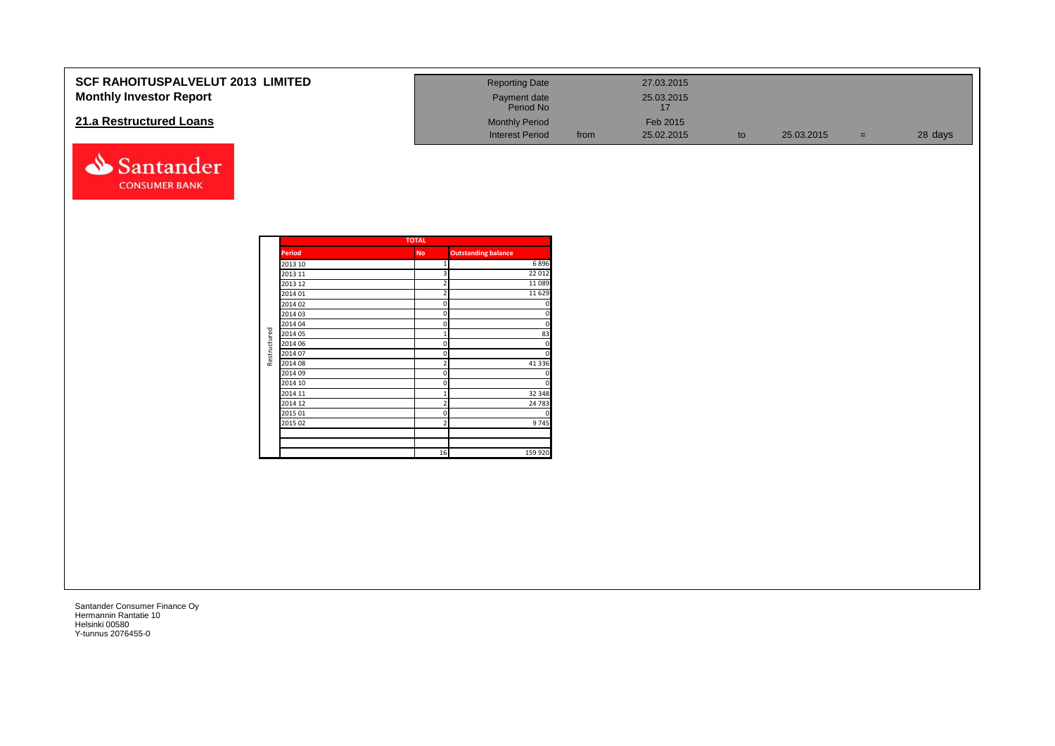**SCF RAHOITUSPALVELUT 2013 LIMITED**
**Monthly Investor Report**

## 21.a Restructured Loans

| | | | | | | |
|---|---|---|---|---|---|---|
| Reporting Date | | 27.03.2015 | | | | |
| Payment date | | 25.03.2015 | | | | |
| Period No | | 17 | | | | |
| Monthly Period | | Feb 2015 | | | | |
| Interest Period | from | 25.02.2015 | to | 25.03.2015 | = | 28 days |

Santander CONSUMER BANK

| | TOTAL | | |
|---|---|---|---|
| | Period | No | Outstanding balance |
| Restructured | 2013 10 | 1 | 6 896 |
| | 2013 11 | 3 | 22 012 |
| | 2013 12 | 2 | 11 089 |
| | 2014 01 | 2 | 11 629 |
| | 2014 02 | 0 | 0 |
| | 2014 03 | 0 | 0 |
| | 2014 04 | 0 | 0 |
| | 2014 05 | 1 | 83 |
| | 2014 06 | 0 | 0 |
| | 2014 07 | 0 | 0 |
| | 2014 08 | 2 | 41 336 |
| | 2014 09 | 0 | 0 |
| | 2014 10 | 0 | 0 |
| | 2014 11 | 1 | 32 348 |
| | 2014 12 | 2 | 24 783 |
| | 2015 01 | 0 | 0 |
| | 2015 02 | 2 | 9 745 |
| | | | |
| | | 16 | 159 920 |

Santander Consumer Finance Oy
Hermannin Rantatie 10
Helsinki 00580
Y-tunnus 2076455-0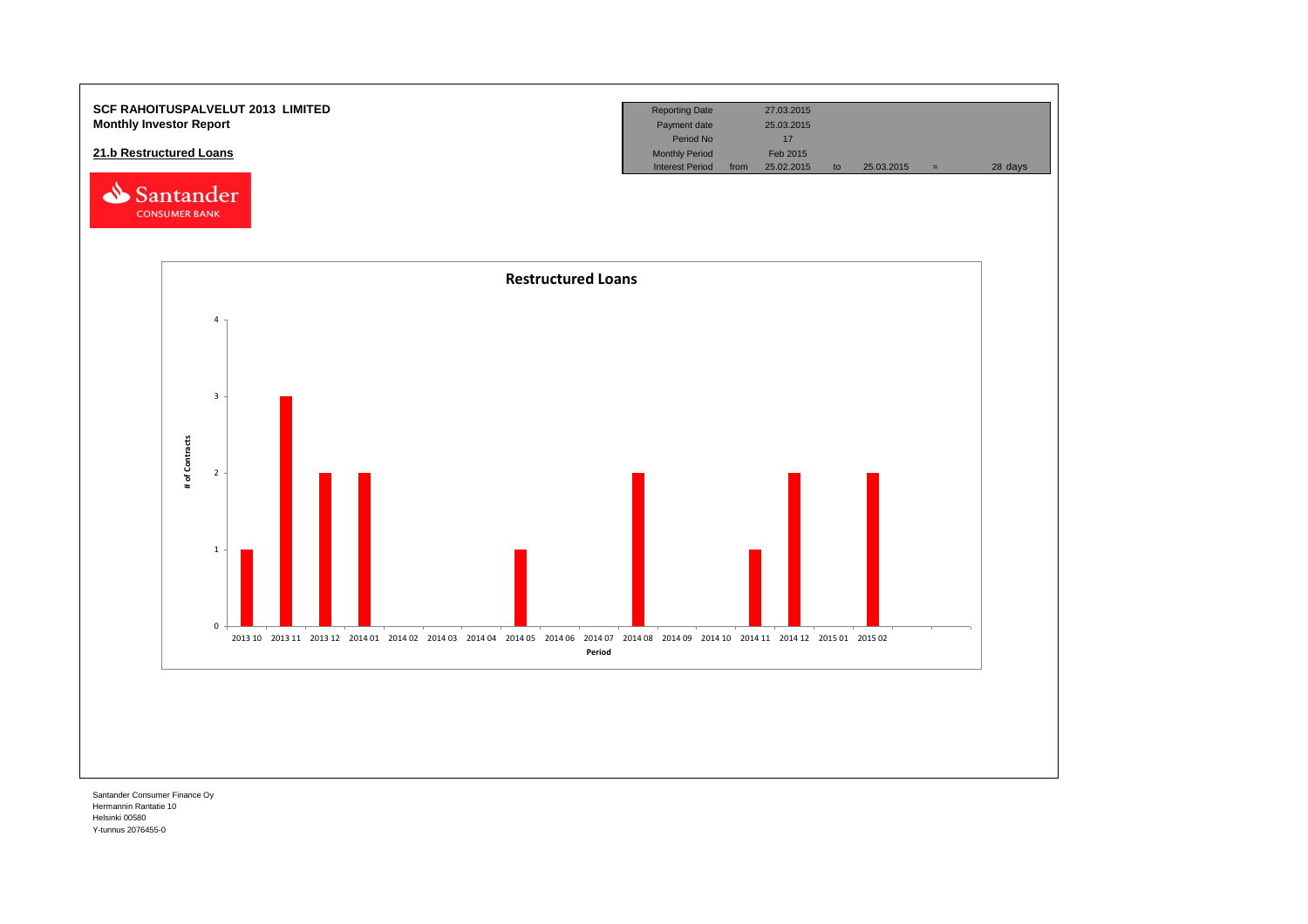**SCF RAHOITUSPALVELUT 2013 LIMITED**
**Monthly Investor Report**

## 21.b Restructured Loans

| Reporting Date | | 27.03.2015 | | | | |
|---|---|---|---|---|---|---|
| Payment date | | 25.03.2015 | | | | |
| Period No | | 17 | | | | |
| Monthly Period | | Feb 2015 | | | | |
| Interest Period | from | 25.02.2015 | to | 25.03.2015 | = | 28 days |

**Restructured Loans**

| Period | # of Contracts |
|---|---|
| 2013 10 | 1 |
| 2013 11 | 3 |
| 2013 12 | 2 |
| 2014 01 | 2 |
| 2014 02 | 0 |
| 2014 03 | 0 |
| 2014 04 | 0 |
| 2014 05 | 1 |
| 2014 06 | 0 |
| 2014 07 | 0 |
| 2014 08 | 2 |
| 2014 09 | 0 |
| 2014 10 | 0 |
| 2014 11 | 1 |
| 2014 12 | 2 |
| 2015 01 | 0 |
| 2015 02 | 2 |

Santander Consumer Finance Oy
Hermannin Rantatie 10
Helsinki 00580
Y-tunnus 2076455-0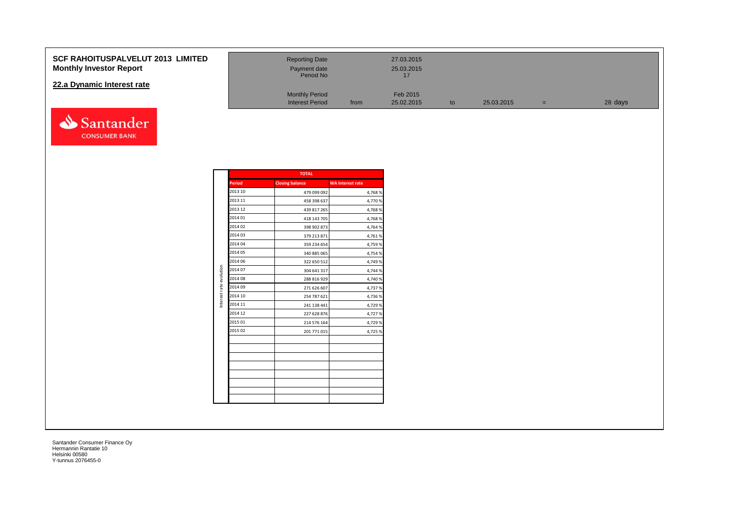**SCF RAHOITUSPALVELUT 2013 LIMITED**
**Monthly Investor Report**

## 22.a Dynamic Interest rate

| Reporting Date | | 27.03.2015 | | | | |
|---|---|---|---|---|---|---|
| Payment date | | 25.03.2015 | | | | |
| Period No | | 17 | | | | |
| Monthly Period | | Feb 2015 | | | | |
| Interest Period | from | 25.02.2015 | to | 25.03.2015 | = | 28 days |

Interest rate evolution

| | TOTAL | |
|---|---|---|
| **Period** | **Closing balance** | **WA Interest rate** |
| 2013 10 | 479 099 092 | 4,768 % |
| 2013 11 | 458 398 637 | 4,770 % |
| 2013 12 | 439 817 265 | 4,768 % |
| 2014 01 | 418 143 705 | 4,768 % |
| 2014 02 | 398 902 873 | 4,764 % |
| 2014 03 | 379 213 871 | 4,761 % |
| 2014 04 | 359 234 654 | 4,759 % |
| 2014 05 | 340 885 065 | 4,754 % |
| 2014 06 | 322 650 512 | 4,749 % |
| 2014 07 | 304 641 317 | 4,744 % |
| 2014 08 | 288 816 929 | 4,740 % |
| 2014 09 | 271 626 607 | 4,737 % |
| 2014 10 | 254 787 621 | 4,736 % |
| 2014 11 | 241 138 441 | 4,729 % |
| 2014 12 | 227 628 876 | 4,727 % |
| 2015 01 | 214 576 164 | 4,729 % |
| 2015 02 | 201 771 015 | 4,725 % |

Santander Consumer Finance Oy
Hermannin Rantatie 10
Helsinki 00580
Y-tunnus 2076455-0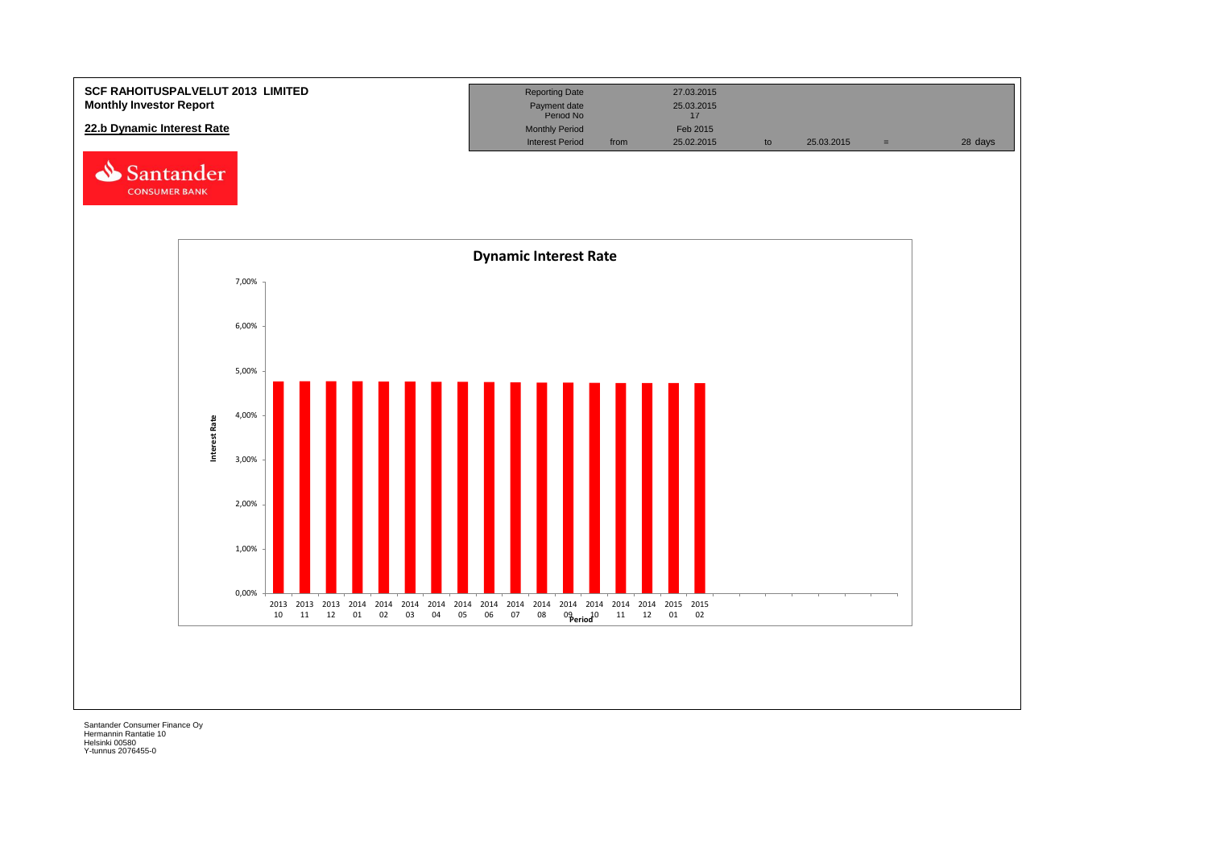**SCF RAHOITUSPALVELUT 2013 LIMITED**
**Monthly Investor Report**

**22.b Dynamic Interest Rate**

| | | | | | | |
|---|---|---|---|---|---|---|
| Reporting Date | | 27.03.2015 | | | | |
| Payment date | | 25.03.2015 | | | | |
| Period No | | 17 | | | | |
| Monthly Period | | Feb 2015 | | | | |
| Interest Period | from | 25.02.2015 | to | 25.03.2015 | = | 28 days |

**Dynamic Interest Rate**

Interest Rate

7,00%
6,00%
5,00%
4,00%
3,00%
2,00%
1,00%
0,00%

2013 10, 2013 11, 2013 12, 2014 01, 2014 02, 2014 03, 2014 04, 2014 05, 2014 06, 2014 07, 2014 08, 2014 09, 2014 10, 2014 11, 2014 12, 2015 01, 2015 02

Period

Santander Consumer Finance Oy
Hermannin Rantatie 10
Helsinki 00580
Y-tunnus 2076455-0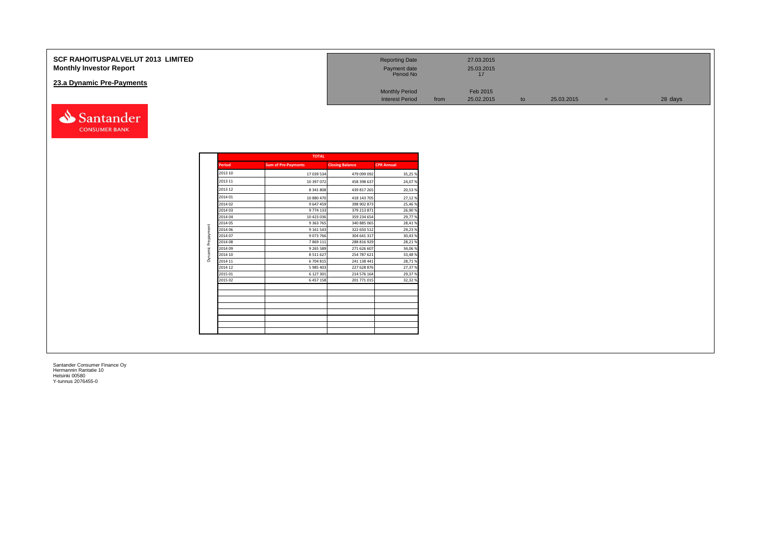# SCF RAHOITUSPALVELUT 2013 LIMITED
## Monthly Investor Report

### 23.a Dynamic Pre-Payments

| | | | | | | |
|---|---|---|---|---|---|---|
| Reporting Date | | 27.03.2015 | | | | |
| Payment date | | 25.03.2015 | | | | |
| Period No | | 17 | | | | |
| Monthly Period | | Feb 2015 | | | | |
| Interest Period | from | 25.02.2015 | to | 25.03.2015 | = | 28 days |

Santander CONSUMER BANK

| | TOTAL | | | |
|---|---|---|---|---|
| | **Period** | **Sum of Pre-Payments** | **Closing Balance** | **CPR Annual** |
| Dynamic Prepayment | 2013 10 | 17 039 534 | 479 099 092 | 35,25 % |
| | 2013 11 | 10 397 072 | 458 398 637 | 24,07 % |
| | 2013 12 | 8 341 808 | 439 817 265 | 20,53 % |
| | 2014 01 | 10 880 470 | 418 143 705 | 27,12 % |
| | 2014 02 | 9 647 459 | 398 902 873 | 25,46 % |
| | 2014 03 | 9 774 133 | 379 213 871 | 26,90 % |
| | 2014 04 | 10 423 036 | 359 234 654 | 29,77 % |
| | 2014 05 | 9 363 765 | 340 885 065 | 28,41 % |
| | 2014 06 | 9 161 543 | 322 650 512 | 29,23 % |
| | 2014 07 | 9 073 766 | 304 641 317 | 30,43 % |
| | 2014 08 | 7 869 111 | 288 816 929 | 28,21 % |
| | 2014 09 | 9 265 589 | 271 626 607 | 34,06 % |
| | 2014 10 | 8 511 627 | 254 787 621 | 33,48 % |
| | 2014 11 | 6 704 815 | 241 138 441 | 28,71 % |
| | 2014 12 | 5 985 403 | 227 628 876 | 27,37 % |
| | 2015 01 | 6 127 301 | 214 576 164 | 29,37 % |
| | 2015 02 | 6 457 158 | 201 771 015 | 32,32 % |

Santander Consumer Finance Oy
Hermannin Rantatie 10
Helsinki 00580
Y-tunnus 2076455-0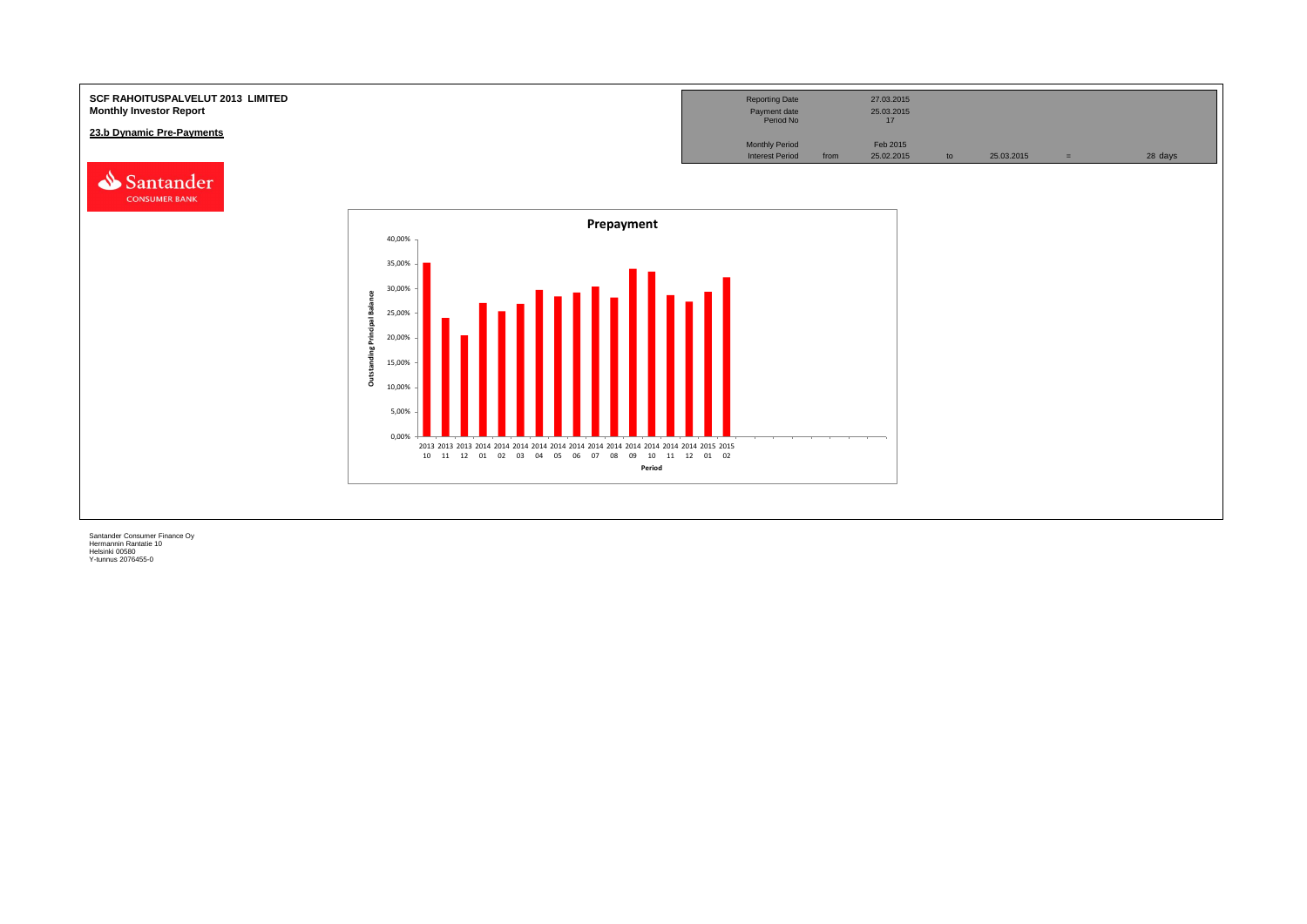**SCF RAHOITUSPALVELUT 2013 LIMITED**
**Monthly Investor Report**

**23.b Dynamic Pre-Payments**

| Reporting Date | | 27.03.2015 | | | | |
|---|---|---|---|---|---|---|
| Payment date | | 25.03.2015 | | | | |
| Period No | | 17 | | | | |
| Monthly Period | | Feb 2015 | | | | |
| Interest Period | from | 25.02.2015 | to | 25.03.2015 | = | 28 days |

Santander CONSUMER BANK

**Prepayment**

Outstanding Principal Balance

40,00%
35,00%
30,00%
25,00%
20,00%
15,00%
10,00%
5,00%
0,00%

2013 10, 2013 11, 2013 12, 2014 01, 2014 02, 2014 03, 2014 04, 2014 05, 2014 06, 2014 07, 2014 08, 2014 09, 2014 10, 2014 11, 2014 12, 2015 01, 2015 02

Period

Santander Consumer Finance Oy
Hermannin Rantatie 10
Helsinki 00580
Y-tunnus 2076455-0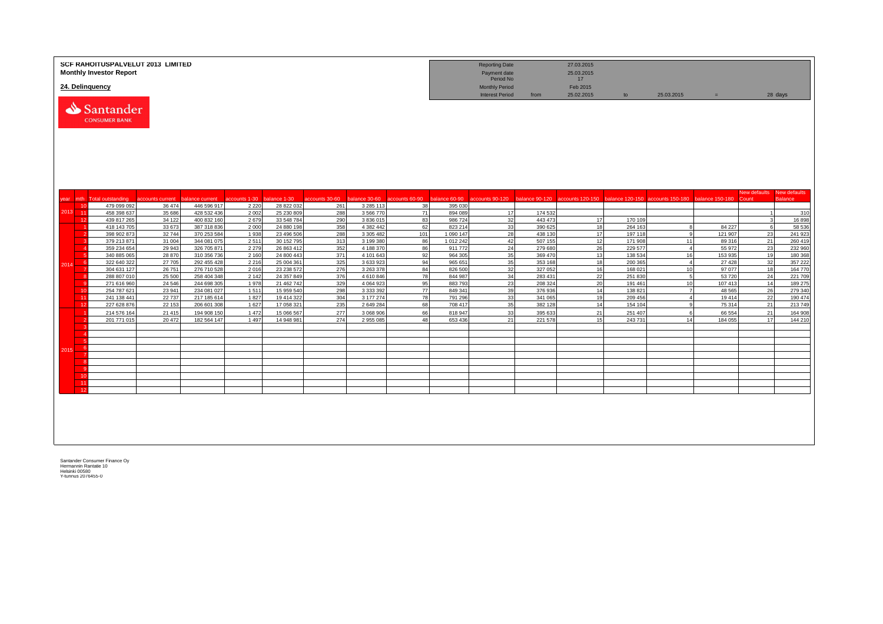**SCF RAHOITUSPALVELUT 2013 LIMITED**
**Monthly Investor Report**

## 24. Delinquency

| | | | | | |
|---|---|---|---|---|---|
| Reporting Date | | 27.03.2015 | | | |
| Payment date | | 25.03.2015 | | | |
| Period No | | 17 | | | |
| Monthly Period | | Feb 2015 | | | |
| Interest Period | from | 25.02.2015 | to | 25.03.2015 | = 28 days |

| year | mth | Total outstanding | accounts current | balance current | accounts 1-30 | balance 1-30 | accounts 30-60 | balance 30-60 | accounts 60-90 | balance 60-90 | accounts 90-120 | balance 90-120 | accounts 120-150 | balance 120-150 | accounts 150-180 | balance 150-180 | New defaults Count | New defaults Balance |
|---|---|---|---|---|---|---|---|---|---|---|---|---|---|---|---|---|---|---|
| 2013 | 10 | 479 099 092 | 36 474 | 446 596 917 | 2 220 | 28 822 032 | 261 | 3 285 113 | 38 | 395 030 | | | | | | | | |
| | 11 | 458 398 637 | 35 686 | 428 532 436 | 2 002 | 25 230 809 | 288 | 3 566 770 | 71 | 894 089 | 17 | 174 532 | | | | | 1 | 310 |
| | 12 | 439 817 265 | 34 122 | 400 832 160 | 2 679 | 33 548 784 | 290 | 3 836 015 | 83 | 986 724 | 32 | 443 473 | 17 | 170 109 | | | 3 | 16 898 |
| 2014 | 1 | 418 143 705 | 33 673 | 387 318 836 | 2 000 | 24 880 198 | 358 | 4 382 442 | 62 | 823 214 | 33 | 390 625 | 18 | 264 163 | 8 | 84 227 | 6 | 58 536 |
| | 2 | 398 902 873 | 32 744 | 370 253 584 | 1 938 | 23 496 506 | 288 | 3 305 482 | 101 | 1 090 147 | 28 | 438 130 | 17 | 197 118 | 9 | 121 907 | 23 | 241 923 |
| | 3 | 379 213 871 | 31 004 | 344 081 075 | 2 511 | 30 152 795 | 313 | 3 199 380 | 86 | 1 012 242 | 42 | 507 155 | 12 | 171 908 | 11 | 89 316 | 21 | 260 419 |
| | 4 | 359 234 654 | 29 943 | 326 705 871 | 2 279 | 26 863 412 | 352 | 4 188 370 | 86 | 911 772 | 24 | 279 680 | 26 | 229 577 | 4 | 55 972 | 23 | 232 960 |
| | 5 | 340 885 065 | 28 870 | 310 356 736 | 2 160 | 24 800 443 | 371 | 4 101 643 | 92 | 964 305 | 35 | 369 470 | 13 | 138 534 | 16 | 153 935 | 19 | 180 368 |
| | 6 | 322 640 322 | 27 705 | 292 455 428 | 2 216 | 25 004 361 | 325 | 3 633 923 | 94 | 965 651 | 35 | 353 168 | 18 | 200 365 | 4 | 27 428 | 32 | 357 222 |
| | 7 | 304 631 127 | 26 751 | 276 710 528 | 2 016 | 23 238 572 | 276 | 3 263 378 | 84 | 826 500 | 32 | 327 052 | 16 | 168 021 | 10 | 97 077 | 18 | 164 770 |
| | 8 | 288 807 010 | 25 500 | 258 404 348 | 2 142 | 24 357 849 | 376 | 4 610 846 | 78 | 844 987 | 34 | 283 431 | 22 | 251 830 | 5 | 53 720 | 24 | 221 709 |
| | 9 | 271 616 960 | 24 546 | 244 698 305 | 1 978 | 21 462 742 | 329 | 4 064 923 | 95 | 883 793 | 23 | 208 324 | 20 | 191 461 | 10 | 107 413 | 14 | 189 275 |
| | 10 | 254 787 621 | 23 941 | 234 081 027 | 1 511 | 15 959 540 | 298 | 3 333 392 | 77 | 849 341 | 39 | 376 936 | 14 | 138 821 | 7 | 48 565 | 26 | 279 340 |
| | 11 | 241 138 441 | 22 737 | 217 185 614 | 1 827 | 19 414 322 | 304 | 3 177 274 | 78 | 791 296 | 33 | 341 065 | 19 | 209 456 | 4 | 19 414 | 22 | 190 474 |
| | 12 | 227 628 876 | 22 153 | 206 601 308 | 1 627 | 17 058 321 | 235 | 2 649 284 | 68 | 708 417 | 35 | 382 128 | 14 | 154 104 | 9 | 75 314 | 21 | 213 749 |
| 2015 | 1 | 214 576 164 | 21 415 | 194 908 150 | 1 472 | 15 066 567 | 277 | 3 068 906 | 66 | 818 947 | 33 | 395 633 | 21 | 251 407 | 6 | 66 554 | 21 | 164 908 |
| | 2 | 201 771 015 | 20 472 | 182 564 147 | 1 497 | 14 948 981 | 274 | 2 955 085 | 48 | 653 436 | 21 | 221 578 | 15 | 243 731 | 14 | 184 055 | 17 | 144 210 |
| | 3 | | | | | | | | | | | | | | | | | |
| | 4 | | | | | | | | | | | | | | | | | |
| | 5 | | | | | | | | | | | | | | | | | |
| | 6 | | | | | | | | | | | | | | | | | |
| | 7 | | | | | | | | | | | | | | | | | |
| | 8 | | | | | | | | | | | | | | | | | |
| | 9 | | | | | | | | | | | | | | | | | |
| | 10 | | | | | | | | | | | | | | | | | |
| | 11 | | | | | | | | | | | | | | | | | |
| | 12 | | | | | | | | | | | | | | | | | |

Santander Consumer Finance Oy
Hermannin Rantatie 10
Helsinki 00580
Y-tunnus 2078455-0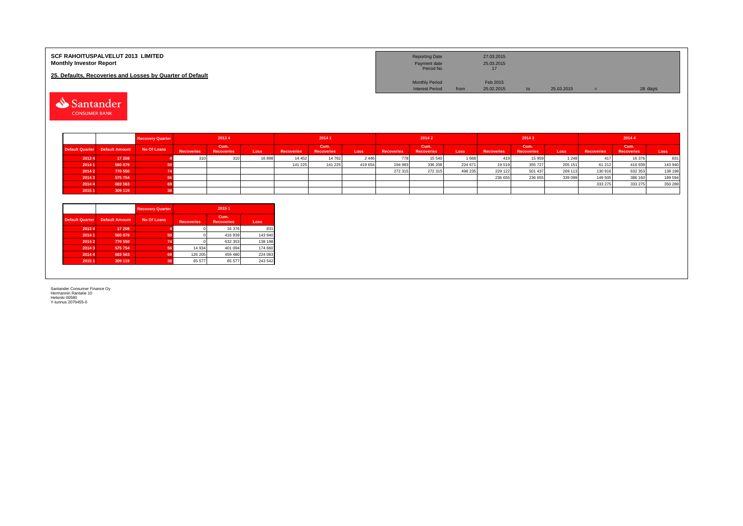**SCF RAHOITUSPALVELUT 2013 LIMITED**
**Monthly Investor Report**

**25. Defaults, Recoveries and Losses by Quarter of Default**

| | | | | | |
|---|---|---|---|---|---|
| Reporting Date | | 27.03.2015 | | | |
| Payment date | | 25.03.2015 | | | |
| Period No | | 17 | | | |
| Monthly Period | | Feb 2015 | | | |
| Interest Period | from | 25.02.2015 | to | 25.03.2015 | = 28 days |

| | | Recovery Quarter | 2013 4 | | | 2014 1 | | | 2014 2 | | | 2014 3 | | | 2014 4 | | |
|---|---|---|---|---|---|---|---|---|---|---|---|---|---|---|---|---|---|
| Default Quarter | Default Amount | No Of Loans | Recoveries | Cum. Recoveries | Loss | Recoveries | Cum. Recoveries | Loss | Recoveries | Cum. Recoveries | Loss | Recoveries | Cum. Recoveries | Loss | Recoveries | Cum. Recoveries | Loss |
| 2013 4 | 17 208 | 4 | 310 | 310 | 16 898 | 14 452 | 14 762 | 2 446 | 778 | 15 540 | 1 668 | 419 | 15 959 | 1 248 | 417 | 16 376 | 831 |
| 2014 1 | 560 879 | 50 | | | | 141 225 | 141 225 | 419 654 | 194 983 | 336 208 | 224 671 | 19 519 | 355 727 | 205 151 | 61 212 | 416 939 | 143 940 |
| 2014 2 | 770 550 | 74 | | | | | | | 272 315 | 272 315 | 498 235 | 229 122 | 501 437 | 269 113 | 130 916 | 632 353 | 138 198 |
| 2014 3 | 575 754 | 56 | | | | | | | | | | 236 655 | 236 655 | 339 099 | 149 505 | 386 160 | 189 594 |
| 2014 4 | 683 563 | 69 | | | | | | | | | | | | | 333 275 | 333 275 | 350 288 |
| 2015 1 | 309 119 | 38 | | | | | | | | | | | | | | | |

| | | Recovery Quarter | 2015 1 | | |
|---|---|---|---|---|---|
| Default Quarter | Default Amount | No Of Loans | Recoveries | Cum. Recoveries | Loss |
| 2013 4 | 17 208 | 4 | 0 | 16 376 | 831 |
| 2014 1 | 560 879 | 50 | 0 | 416 939 | 143 940 |
| 2014 2 | 770 550 | 74 | 0 | 632 353 | 138 198 |
| 2014 3 | 575 754 | 56 | 14 934 | 401 094 | 174 660 |
| 2014 4 | 683 563 | 69 | 126 205 | 459 480 | 224 083 |
| 2015 1 | 309 119 | 38 | 65 577 | 65 577 | 243 542 |

Santander Consumer Finance Oy
Hermannin Rantatie 10
Helsinki 00580
Y-tunnus 2076455-0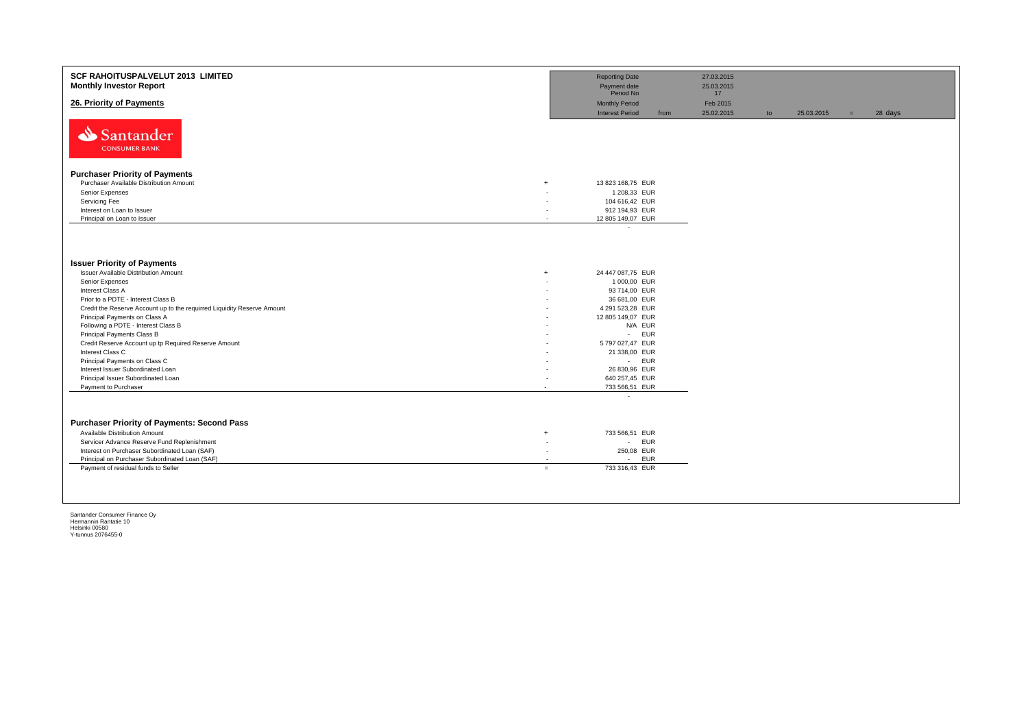# SCF RAHOITUSPALVELUT 2013 LIMITED

**Monthly Investor Report**

## 26. Priority of Payments

| | | | | | | |
|---|---|---|---|---|---|---|
| Reporting Date | | 27.03.2015 | | | | |
| Payment date | | 25.03.2015 | | | | |
| Period No | | 17 | | | | |
| Monthly Period | | Feb 2015 | | | | |
| Interest Period | from | 25.02.2015 | to | 25.03.2015 | = | 28 days |

Santander CONSUMER BANK

### Purchaser Priority of Payments

| | | |
|---|---|---|
| Purchaser Available Distribution Amount | + | 13 823 168,75 EUR |
| Senior Expenses | - | 1 208,33 EUR |
| Servicing Fee | - | 104 616,42 EUR |
| Interest on Loan to Issuer | - | 912 194,93 EUR |
| Principal on Loan to Issuer | - | 12 805 149,07 EUR |
| | | - |

### Issuer Priority of Payments

| | | |
|---|---|---|
| Issuer Available Distribution Amount | + | 24 447 087,75 EUR |
| Senior Expenses | - | 1 000,00 EUR |
| Interest Class A | - | 93 714,00 EUR |
| Prior to a PDTE - Interest Class B | - | 36 681,00 EUR |
| Credit the Reserve Account up to the requirred Liquidity Reserve Amount | - | 4 291 523,28 EUR |
| Principal Payments on Class A | - | 12 805 149,07 EUR |
| Following a PDTE - Interest Class B | - | N/A EUR |
| Principal Payments Class B | - | - EUR |
| Credit Reserve Account up tp Required Reserve Amount | - | 5 797 027,47 EUR |
| Interest Class C | - | 21 338,00 EUR |
| Principal Payments on Class C | - | - EUR |
| Interest Issuer Subordinated Loan | - | 26 830,96 EUR |
| Principal Issuer Subordinated Loan | - | 640 257,45 EUR |
| Payment to Purchaser | - | 733 566,51 EUR |
| | | - |

### Purchaser Priority of Payments: Second Pass

| | | |
|---|---|---|
| Available Distribution Amount | + | 733 566,51 EUR |
| Servicer Advance Reserve Fund Replenishment | - | - EUR |
| Interest on Purchaser Subordinated Loan (SAF) | - | 250,08 EUR |
| Principal on Purchaser Subordinated Loan (SAF) | - | - EUR |
| Payment of residual funds to Seller | = | 733 316,43 EUR |

Santander Consumer Finance Oy
Hermannin Rantatie 10
Helsinki 00580
Y-tunnus 2076455-0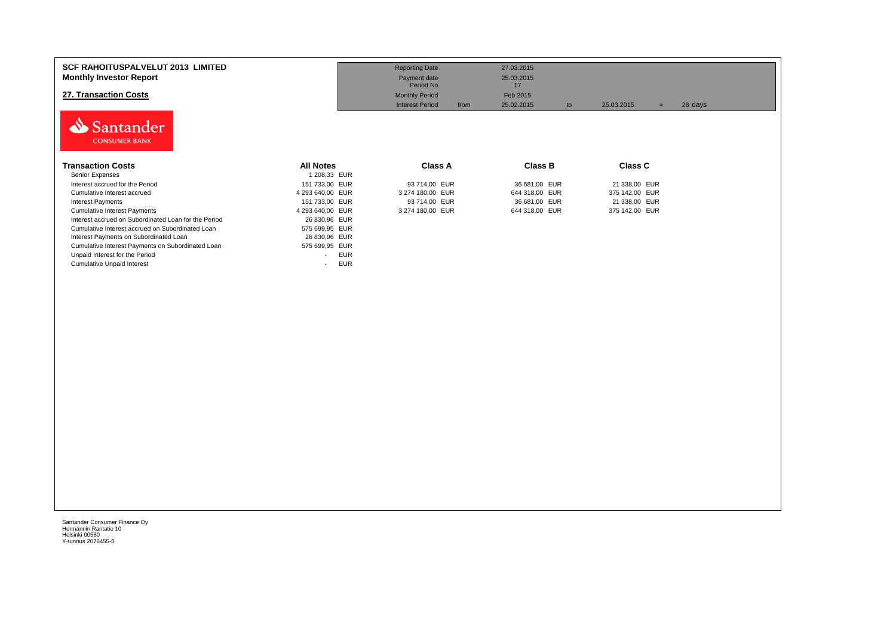**SCF RAHOITUSPALVELUT 2013 LIMITED**
**Monthly Investor Report**

## 27. Transaction Costs

| | | | | | |
|---|---|---|---|---|---|
| Reporting Date | | 27.03.2015 | | | |
| Payment date | | 25.03.2015 | | | |
| Period No | | 17 | | | |
| Monthly Period | | Feb 2015 | | | |
| Interest Period | from | 25.02.2015 | to | 25.03.2015 | = 28 days |

| Transaction Costs | All Notes | Class A | Class B | Class C |
|---|---|---|---|---|
| Senior Expenses | 1 208,33 EUR | | | |
| Interest accrued for the Period | 151 733,00 EUR | 93 714,00 EUR | 36 681,00 EUR | 21 338,00 EUR |
| Cumulative Interest accrued | 4 293 640,00 EUR | 3 274 180,00 EUR | 644 318,00 EUR | 375 142,00 EUR |
| Interest Payments | 151 733,00 EUR | 93 714,00 EUR | 36 681,00 EUR | 21 338,00 EUR |
| Cumulative Interest Payments | 4 293 640,00 EUR | 3 274 180,00 EUR | 644 318,00 EUR | 375 142,00 EUR |
| Interest accrued on Subordinated Loan for the Period | 26 830,96 EUR | | | |
| Cumulative Interest accrued on Subordinated Loan | 575 699,95 EUR | | | |
| Interest Payments on Subordinated Loan | 26 830,96 EUR | | | |
| Cumulative Interest Payments on Subordinated Loan | 575 699,95 EUR | | | |
| Unpaid Interest for the Period | - EUR | | | |
| Cumulative Unpaid Interest | - EUR | | | |

Santander Consumer Finance Oy
Hermannin Rantatie 10
Helsinki 00580
Y-tunnus 2076455-0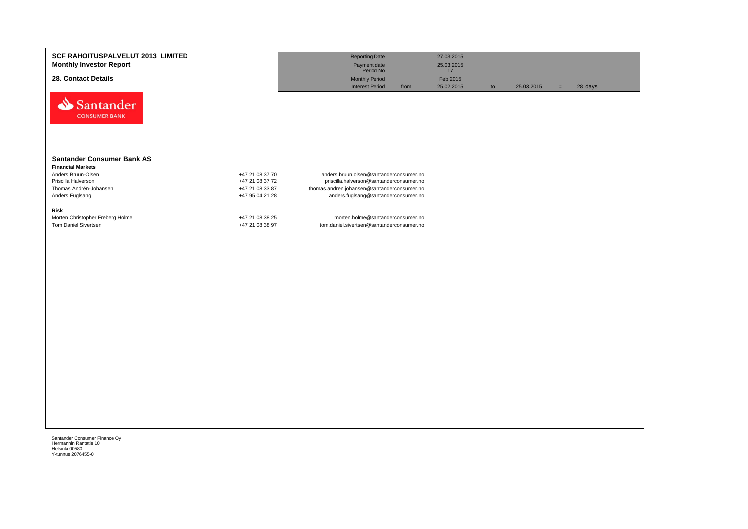**SCF RAHOITUSPALVELUT 2013 LIMITED**
**Monthly Investor Report**

| | | | | | | |
|---|---|---|---|---|---|---|
| Reporting Date | | 27.03.2015 | | | | |
| Payment date | | 25.03.2015 | | | | |
| Period No | | 17 | | | | |
| Monthly Period | | Feb 2015 | | | | |
| Interest Period | from | 25.02.2015 | to | 25.03.2015 | = | 28 days |

## 28. Contact Details

Santander CONSUMER BANK

### Santander Consumer Bank AS

**Financial Markets**

| | | |
|---|---|---|
| Anders Bruun-Olsen | +47 21 08 37 70 | anders.bruun.olsen@santanderconsumer.no |
| Priscilla Halverson | +47 21 08 37 72 | priscilla.halverson@santanderconsumer.no |
| Thomas Andrén-Johansen | +47 21 08 33 87 | thomas.andren.johansen@santanderconsumer.no |
| Anders Fuglsang | +47 95 04 21 28 | anders.fuglsang@santanderconsumer.no |

**Risk**

| | | |
|---|---|---|
| Morten Christopher Freberg Holme | +47 21 08 38 25 | morten.holme@santanderconsumer.no |
| Tom Daniel Sivertsen | +47 21 08 38 97 | tom.daniel.sivertsen@santanderconsumer.no |

Santander Consumer Finance Oy
Hermannin Rantatie 10
Helsinki 00580
Y-tunnus 2076455-0